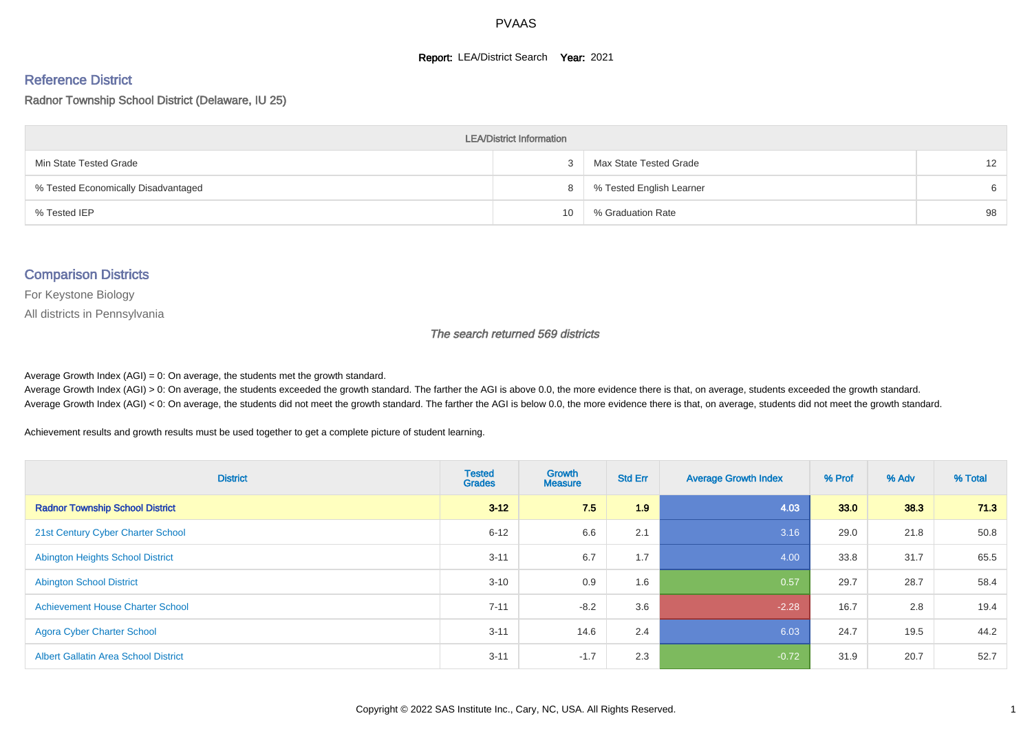PVAAS

**Report:** LEA/District Search **Year:** 2021

## Reference District

Radnor Township School District (Delaware, IU 25)

| LEA/District Information | | | |
|---|---|---|---|
| Min State Tested Grade | 3 | Max State Tested Grade | 12 |
| % Tested Economically Disadvantaged | 8 | % Tested English Learner | 6 |
| % Tested IEP | 10 | % Graduation Rate | 98 |

## Comparison Districts

For Keystone Biology

All districts in Pennsylvania

*The search returned 569 districts*

Average Growth Index (AGI) = 0: On average, the students met the growth standard.
Average Growth Index (AGI) > 0: On average, the students exceeded the growth standard. The farther the AGI is above 0.0, the more evidence there is that, on average, students exceeded the growth standard.
Average Growth Index (AGI) < 0: On average, the students did not meet the growth standard. The farther the AGI is below 0.0, the more evidence there is that, on average, students did not meet the growth standard.

Achievement results and growth results must be used together to get a complete picture of student learning.

| District | Tested Grades | Growth Measure | Std Err | Average Growth Index | % Prof | % Adv | % Total |
|---|---|---|---|---|---|---|---|
| **Radnor Township School District** | **3-12** | **7.5** | **1.9** | **4.03** | **33.0** | **38.3** | **71.3** |
| 21st Century Cyber Charter School | 6-12 | 6.6 | 2.1 | 3.16 | 29.0 | 21.8 | 50.8 |
| Abington Heights School District | 3-11 | 6.7 | 1.7 | 4.00 | 33.8 | 31.7 | 65.5 |
| Abington School District | 3-10 | 0.9 | 1.6 | 0.57 | 29.7 | 28.7 | 58.4 |
| Achievement House Charter School | 7-11 | -8.2 | 3.6 | -2.28 | 16.7 | 2.8 | 19.4 |
| Agora Cyber Charter School | 3-11 | 14.6 | 2.4 | 6.03 | 24.7 | 19.5 | 44.2 |
| Albert Gallatin Area School District | 3-11 | -1.7 | 2.3 | -0.72 | 31.9 | 20.7 | 52.7 |

Copyright © 2022 SAS Institute Inc., Cary, NC, USA. All Rights Reserved.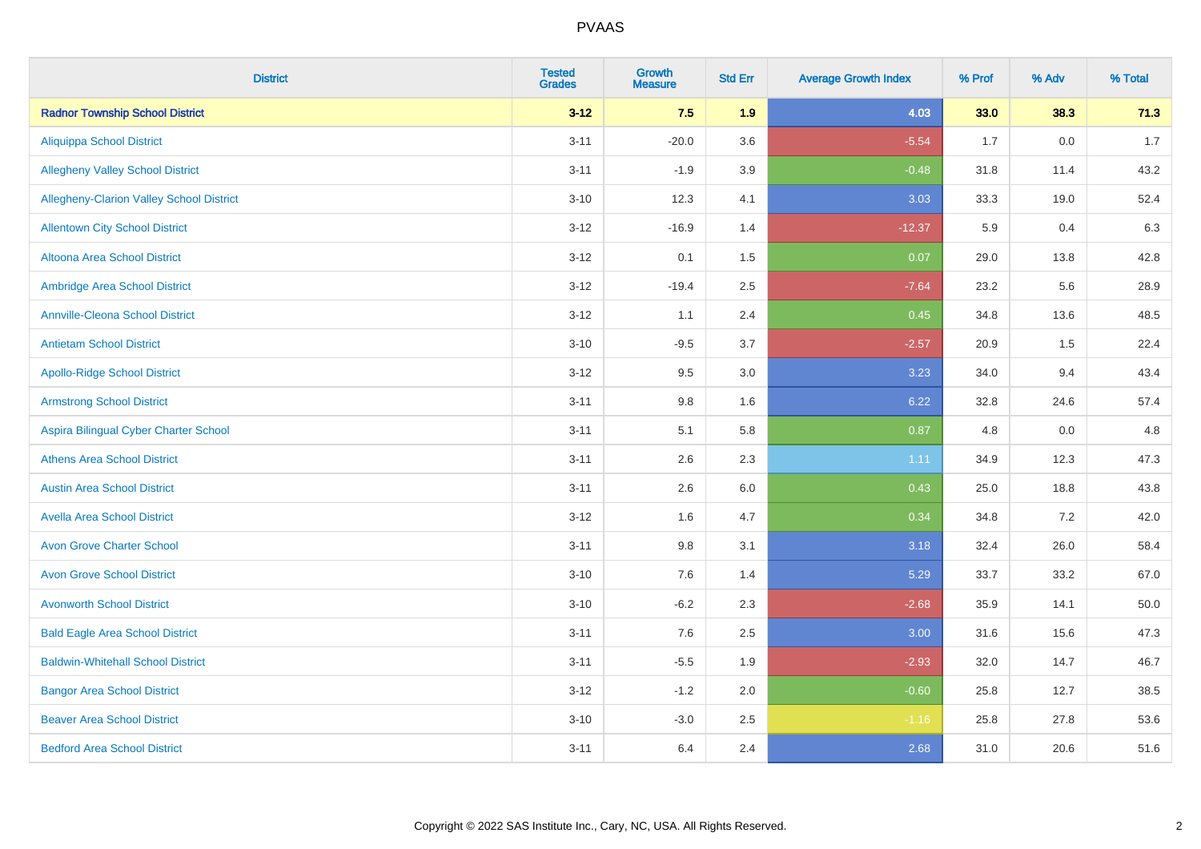# PVAAS

| District | Tested Grades | Growth Measure | Std Err | Average Growth Index | % Prof | % Adv | % Total |
|---|---|---|---|---|---|---|---|
| **Radnor Township School District** | **3-12** | **7.5** | **1.9** | **4.03** | **33.0** | **38.3** | **71.3** |
| Aliquippa School District | 3-11 | -20.0 | 3.6 | -5.54 | 1.7 | 0.0 | 1.7 |
| Allegheny Valley School District | 3-11 | -1.9 | 3.9 | -0.48 | 31.8 | 11.4 | 43.2 |
| Allegheny-Clarion Valley School District | 3-10 | 12.3 | 4.1 | 3.03 | 33.3 | 19.0 | 52.4 |
| Allentown City School District | 3-12 | -16.9 | 1.4 | -12.37 | 5.9 | 0.4 | 6.3 |
| Altoona Area School District | 3-12 | 0.1 | 1.5 | 0.07 | 29.0 | 13.8 | 42.8 |
| Ambridge Area School District | 3-12 | -19.4 | 2.5 | -7.64 | 23.2 | 5.6 | 28.9 |
| Annville-Cleona School District | 3-12 | 1.1 | 2.4 | 0.45 | 34.8 | 13.6 | 48.5 |
| Antietam School District | 3-10 | -9.5 | 3.7 | -2.57 | 20.9 | 1.5 | 22.4 |
| Apollo-Ridge School District | 3-12 | 9.5 | 3.0 | 3.23 | 34.0 | 9.4 | 43.4 |
| Armstrong School District | 3-11 | 9.8 | 1.6 | 6.22 | 32.8 | 24.6 | 57.4 |
| Aspira Bilingual Cyber Charter School | 3-11 | 5.1 | 5.8 | 0.87 | 4.8 | 0.0 | 4.8 |
| Athens Area School District | 3-11 | 2.6 | 2.3 | 1.11 | 34.9 | 12.3 | 47.3 |
| Austin Area School District | 3-11 | 2.6 | 6.0 | 0.43 | 25.0 | 18.8 | 43.8 |
| Avella Area School District | 3-12 | 1.6 | 4.7 | 0.34 | 34.8 | 7.2 | 42.0 |
| Avon Grove Charter School | 3-11 | 9.8 | 3.1 | 3.18 | 32.4 | 26.0 | 58.4 |
| Avon Grove School District | 3-10 | 7.6 | 1.4 | 5.29 | 33.7 | 33.2 | 67.0 |
| Avonworth School District | 3-10 | -6.2 | 2.3 | -2.68 | 35.9 | 14.1 | 50.0 |
| Bald Eagle Area School District | 3-11 | 7.6 | 2.5 | 3.00 | 31.6 | 15.6 | 47.3 |
| Baldwin-Whitehall School District | 3-11 | -5.5 | 1.9 | -2.93 | 32.0 | 14.7 | 46.7 |
| Bangor Area School District | 3-12 | -1.2 | 2.0 | -0.60 | 25.8 | 12.7 | 38.5 |
| Beaver Area School District | 3-10 | -3.0 | 2.5 | -1.16 | 25.8 | 27.8 | 53.6 |
| Bedford Area School District | 3-11 | 6.4 | 2.4 | 2.68 | 31.0 | 20.6 | 51.6 |

Copyright © 2022 SAS Institute Inc., Cary, NC, USA. All Rights Reserved.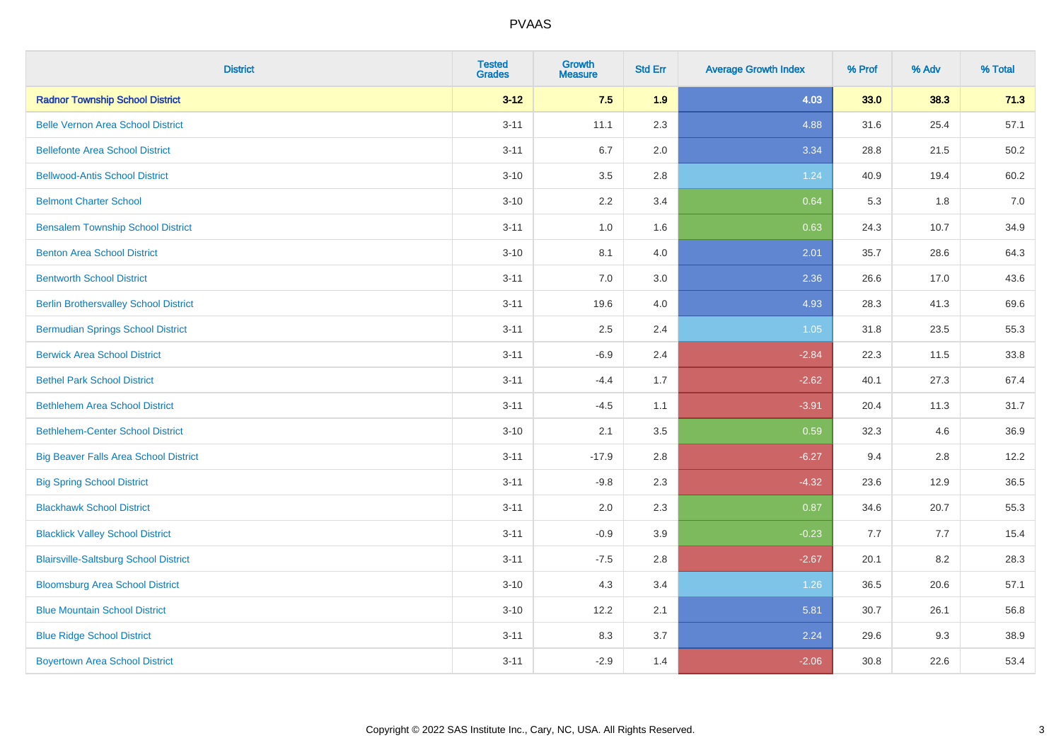# PVAAS

| District | Tested Grades | Growth Measure | Std Err | Average Growth Index | % Prof | % Adv | % Total |
|---|---|---|---|---|---|---|---|
| **Radnor Township School District** | **3-12** | **7.5** | **1.9** | **4.03** | **33.0** | **38.3** | **71.3** |
| Belle Vernon Area School District | 3-11 | 11.1 | 2.3 | 4.88 | 31.6 | 25.4 | 57.1 |
| Bellefonte Area School District | 3-11 | 6.7 | 2.0 | 3.34 | 28.8 | 21.5 | 50.2 |
| Bellwood-Antis School District | 3-10 | 3.5 | 2.8 | 1.24 | 40.9 | 19.4 | 60.2 |
| Belmont Charter School | 3-10 | 2.2 | 3.4 | 0.64 | 5.3 | 1.8 | 7.0 |
| Bensalem Township School District | 3-11 | 1.0 | 1.6 | 0.63 | 24.3 | 10.7 | 34.9 |
| Benton Area School District | 3-10 | 8.1 | 4.0 | 2.01 | 35.7 | 28.6 | 64.3 |
| Bentworth School District | 3-11 | 7.0 | 3.0 | 2.36 | 26.6 | 17.0 | 43.6 |
| Berlin Brothersvalley School District | 3-11 | 19.6 | 4.0 | 4.93 | 28.3 | 41.3 | 69.6 |
| Bermudian Springs School District | 3-11 | 2.5 | 2.4 | 1.05 | 31.8 | 23.5 | 55.3 |
| Berwick Area School District | 3-11 | -6.9 | 2.4 | -2.84 | 22.3 | 11.5 | 33.8 |
| Bethel Park School District | 3-11 | -4.4 | 1.7 | -2.62 | 40.1 | 27.3 | 67.4 |
| Bethlehem Area School District | 3-11 | -4.5 | 1.1 | -3.91 | 20.4 | 11.3 | 31.7 |
| Bethlehem-Center School District | 3-10 | 2.1 | 3.5 | 0.59 | 32.3 | 4.6 | 36.9 |
| Big Beaver Falls Area School District | 3-11 | -17.9 | 2.8 | -6.27 | 9.4 | 2.8 | 12.2 |
| Big Spring School District | 3-11 | -9.8 | 2.3 | -4.32 | 23.6 | 12.9 | 36.5 |
| Blackhawk School District | 3-11 | 2.0 | 2.3 | 0.87 | 34.6 | 20.7 | 55.3 |
| Blacklick Valley School District | 3-11 | -0.9 | 3.9 | -0.23 | 7.7 | 7.7 | 15.4 |
| Blairsville-Saltsburg School District | 3-11 | -7.5 | 2.8 | -2.67 | 20.1 | 8.2 | 28.3 |
| Bloomsburg Area School District | 3-10 | 4.3 | 3.4 | 1.26 | 36.5 | 20.6 | 57.1 |
| Blue Mountain School District | 3-10 | 12.2 | 2.1 | 5.81 | 30.7 | 26.1 | 56.8 |
| Blue Ridge School District | 3-11 | 8.3 | 3.7 | 2.24 | 29.6 | 9.3 | 38.9 |
| Boyertown Area School District | 3-11 | -2.9 | 1.4 | -2.06 | 30.8 | 22.6 | 53.4 |

Copyright © 2022 SAS Institute Inc., Cary, NC, USA. All Rights Reserved.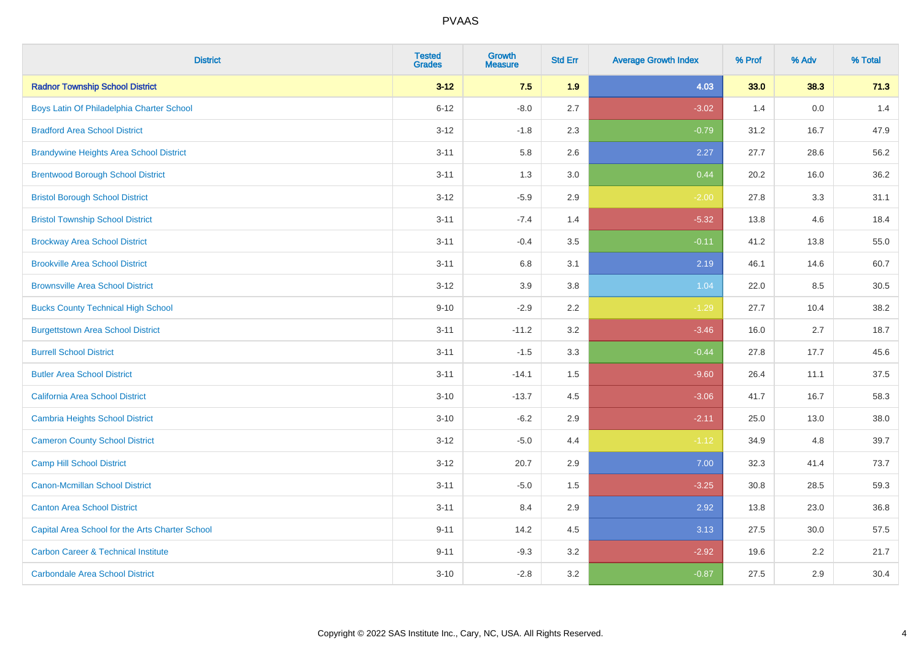| District | Tested Grades | Growth Measure | Std Err | Average Growth Index | % Prof | % Adv | % Total |
|---|---|---|---|---|---|---|---|
| **Radnor Township School District** | **3-12** | **7.5** | **1.9** | **4.03** | **33.0** | **38.3** | **71.3** |
| Boys Latin Of Philadelphia Charter School | 6-12 | -8.0 | 2.7 | -3.02 | 1.4 | 0.0 | 1.4 |
| Bradford Area School District | 3-12 | -1.8 | 2.3 | -0.79 | 31.2 | 16.7 | 47.9 |
| Brandywine Heights Area School District | 3-11 | 5.8 | 2.6 | 2.27 | 27.7 | 28.6 | 56.2 |
| Brentwood Borough School District | 3-11 | 1.3 | 3.0 | 0.44 | 20.2 | 16.0 | 36.2 |
| Bristol Borough School District | 3-12 | -5.9 | 2.9 | -2.00 | 27.8 | 3.3 | 31.1 |
| Bristol Township School District | 3-11 | -7.4 | 1.4 | -5.32 | 13.8 | 4.6 | 18.4 |
| Brockway Area School District | 3-11 | -0.4 | 3.5 | -0.11 | 41.2 | 13.8 | 55.0 |
| Brookville Area School District | 3-11 | 6.8 | 3.1 | 2.19 | 46.1 | 14.6 | 60.7 |
| Brownsville Area School District | 3-12 | 3.9 | 3.8 | 1.04 | 22.0 | 8.5 | 30.5 |
| Bucks County Technical High School | 9-10 | -2.9 | 2.2 | -1.29 | 27.7 | 10.4 | 38.2 |
| Burgettstown Area School District | 3-11 | -11.2 | 3.2 | -3.46 | 16.0 | 2.7 | 18.7 |
| Burrell School District | 3-11 | -1.5 | 3.3 | -0.44 | 27.8 | 17.7 | 45.6 |
| Butler Area School District | 3-11 | -14.1 | 1.5 | -9.60 | 26.4 | 11.1 | 37.5 |
| California Area School District | 3-10 | -13.7 | 4.5 | -3.06 | 41.7 | 16.7 | 58.3 |
| Cambria Heights School District | 3-10 | -6.2 | 2.9 | -2.11 | 25.0 | 13.0 | 38.0 |
| Cameron County School District | 3-12 | -5.0 | 4.4 | -1.12 | 34.9 | 4.8 | 39.7 |
| Camp Hill School District | 3-12 | 20.7 | 2.9 | 7.00 | 32.3 | 41.4 | 73.7 |
| Canon-Mcmillan School District | 3-11 | -5.0 | 1.5 | -3.25 | 30.8 | 28.5 | 59.3 |
| Canton Area School District | 3-11 | 8.4 | 2.9 | 2.92 | 13.8 | 23.0 | 36.8 |
| Capital Area School for the Arts Charter School | 9-11 | 14.2 | 4.5 | 3.13 | 27.5 | 30.0 | 57.5 |
| Carbon Career & Technical Institute | 9-11 | -9.3 | 3.2 | -2.92 | 19.6 | 2.2 | 21.7 |
| Carbondale Area School District | 3-10 | -2.8 | 3.2 | -0.87 | 27.5 | 2.9 | 30.4 |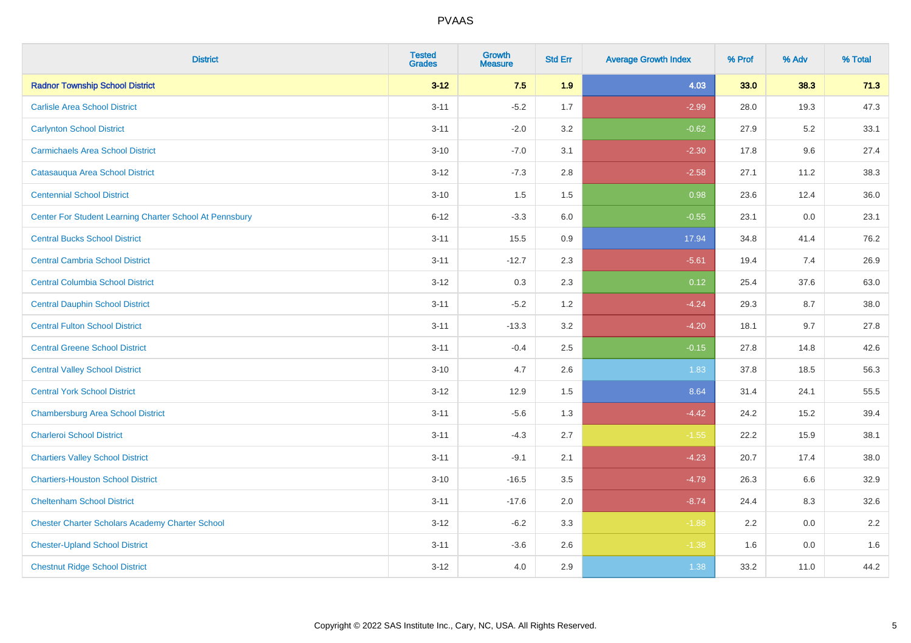| District | Tested Grades | Growth Measure | Std Err | Average Growth Index | % Prof | % Adv | % Total |
|---|---|---|---|---|---|---|---|
| **Radnor Township School District** | **3-12** | **7.5** | **1.9** | **4.03** | **33.0** | **38.3** | **71.3** |
| Carlisle Area School District | 3-11 | -5.2 | 1.7 | -2.99 | 28.0 | 19.3 | 47.3 |
| Carlynton School District | 3-11 | -2.0 | 3.2 | -0.62 | 27.9 | 5.2 | 33.1 |
| Carmichaels Area School District | 3-10 | -7.0 | 3.1 | -2.30 | 17.8 | 9.6 | 27.4 |
| Catasauqua Area School District | 3-12 | -7.3 | 2.8 | -2.58 | 27.1 | 11.2 | 38.3 |
| Centennial School District | 3-10 | 1.5 | 1.5 | 0.98 | 23.6 | 12.4 | 36.0 |
| Center For Student Learning Charter School At Pennsbury | 6-12 | -3.3 | 6.0 | -0.55 | 23.1 | 0.0 | 23.1 |
| Central Bucks School District | 3-11 | 15.5 | 0.9 | 17.94 | 34.8 | 41.4 | 76.2 |
| Central Cambria School District | 3-11 | -12.7 | 2.3 | -5.61 | 19.4 | 7.4 | 26.9 |
| Central Columbia School District | 3-12 | 0.3 | 2.3 | 0.12 | 25.4 | 37.6 | 63.0 |
| Central Dauphin School District | 3-11 | -5.2 | 1.2 | -4.24 | 29.3 | 8.7 | 38.0 |
| Central Fulton School District | 3-11 | -13.3 | 3.2 | -4.20 | 18.1 | 9.7 | 27.8 |
| Central Greene School District | 3-11 | -0.4 | 2.5 | -0.15 | 27.8 | 14.8 | 42.6 |
| Central Valley School District | 3-10 | 4.7 | 2.6 | 1.83 | 37.8 | 18.5 | 56.3 |
| Central York School District | 3-12 | 12.9 | 1.5 | 8.64 | 31.4 | 24.1 | 55.5 |
| Chambersburg Area School District | 3-11 | -5.6 | 1.3 | -4.42 | 24.2 | 15.2 | 39.4 |
| Charleroi School District | 3-11 | -4.3 | 2.7 | -1.55 | 22.2 | 15.9 | 38.1 |
| Chartiers Valley School District | 3-11 | -9.1 | 2.1 | -4.23 | 20.7 | 17.4 | 38.0 |
| Chartiers-Houston School District | 3-10 | -16.5 | 3.5 | -4.79 | 26.3 | 6.6 | 32.9 |
| Cheltenham School District | 3-11 | -17.6 | 2.0 | -8.74 | 24.4 | 8.3 | 32.6 |
| Chester Charter Scholars Academy Charter School | 3-12 | -6.2 | 3.3 | -1.88 | 2.2 | 0.0 | 2.2 |
| Chester-Upland School District | 3-11 | -3.6 | 2.6 | -1.38 | 1.6 | 0.0 | 1.6 |
| Chestnut Ridge School District | 3-12 | 4.0 | 2.9 | 1.38 | 33.2 | 11.0 | 44.2 |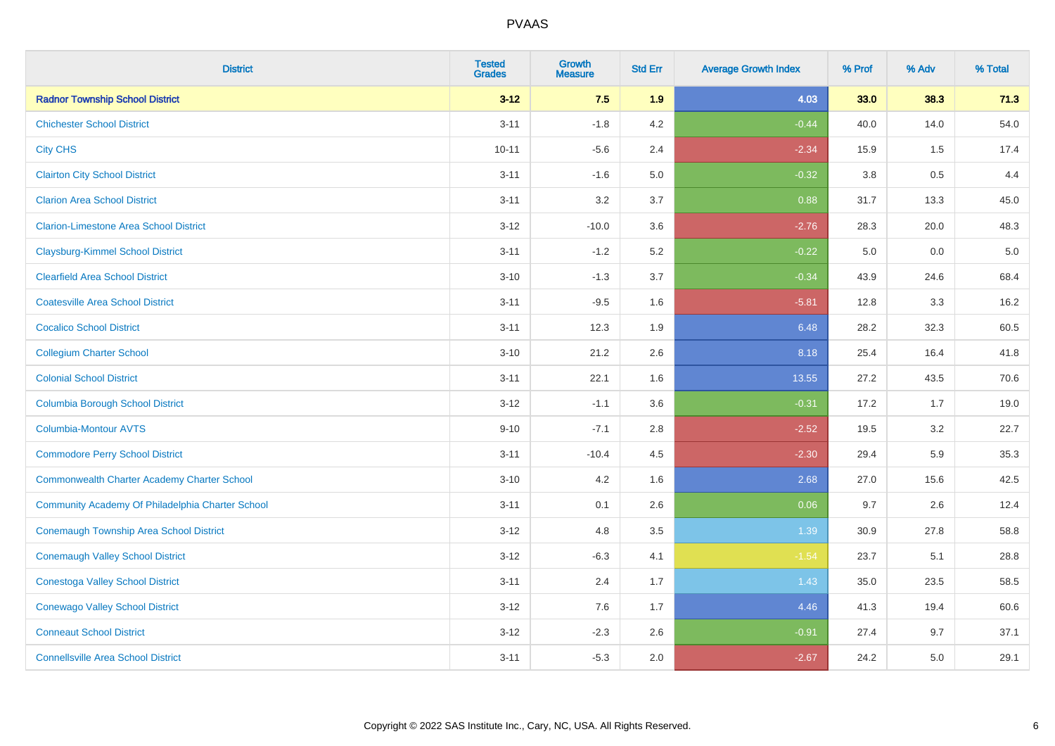| District | Tested Grades | Growth Measure | Std Err | Average Growth Index | % Prof | % Adv | % Total |
|---|---|---|---|---|---|---|---|
| **Radnor Township School District** | **3-12** | **7.5** | **1.9** | **4.03** | **33.0** | **38.3** | **71.3** |
| Chichester School District | 3-11 | -1.8 | 4.2 | -0.44 | 40.0 | 14.0 | 54.0 |
| City CHS | 10-11 | -5.6 | 2.4 | -2.34 | 15.9 | 1.5 | 17.4 |
| Clairton City School District | 3-11 | -1.6 | 5.0 | -0.32 | 3.8 | 0.5 | 4.4 |
| Clarion Area School District | 3-11 | 3.2 | 3.7 | 0.88 | 31.7 | 13.3 | 45.0 |
| Clarion-Limestone Area School District | 3-12 | -10.0 | 3.6 | -2.76 | 28.3 | 20.0 | 48.3 |
| Claysburg-Kimmel School District | 3-11 | -1.2 | 5.2 | -0.22 | 5.0 | 0.0 | 5.0 |
| Clearfield Area School District | 3-10 | -1.3 | 3.7 | -0.34 | 43.9 | 24.6 | 68.4 |
| Coatesville Area School District | 3-11 | -9.5 | 1.6 | -5.81 | 12.8 | 3.3 | 16.2 |
| Cocalico School District | 3-11 | 12.3 | 1.9 | 6.48 | 28.2 | 32.3 | 60.5 |
| Collegium Charter School | 3-10 | 21.2 | 2.6 | 8.18 | 25.4 | 16.4 | 41.8 |
| Colonial School District | 3-11 | 22.1 | 1.6 | 13.55 | 27.2 | 43.5 | 70.6 |
| Columbia Borough School District | 3-12 | -1.1 | 3.6 | -0.31 | 17.2 | 1.7 | 19.0 |
| Columbia-Montour AVTS | 9-10 | -7.1 | 2.8 | -2.52 | 19.5 | 3.2 | 22.7 |
| Commodore Perry School District | 3-11 | -10.4 | 4.5 | -2.30 | 29.4 | 5.9 | 35.3 |
| Commonwealth Charter Academy Charter School | 3-10 | 4.2 | 1.6 | 2.68 | 27.0 | 15.6 | 42.5 |
| Community Academy Of Philadelphia Charter School | 3-11 | 0.1 | 2.6 | 0.06 | 9.7 | 2.6 | 12.4 |
| Conemaugh Township Area School District | 3-12 | 4.8 | 3.5 | 1.39 | 30.9 | 27.8 | 58.8 |
| Conemaugh Valley School District | 3-12 | -6.3 | 4.1 | -1.54 | 23.7 | 5.1 | 28.8 |
| Conestoga Valley School District | 3-11 | 2.4 | 1.7 | 1.43 | 35.0 | 23.5 | 58.5 |
| Conewago Valley School District | 3-12 | 7.6 | 1.7 | 4.46 | 41.3 | 19.4 | 60.6 |
| Conneaut School District | 3-12 | -2.3 | 2.6 | -0.91 | 27.4 | 9.7 | 37.1 |
| Connellsville Area School District | 3-11 | -5.3 | 2.0 | -2.67 | 24.2 | 5.0 | 29.1 |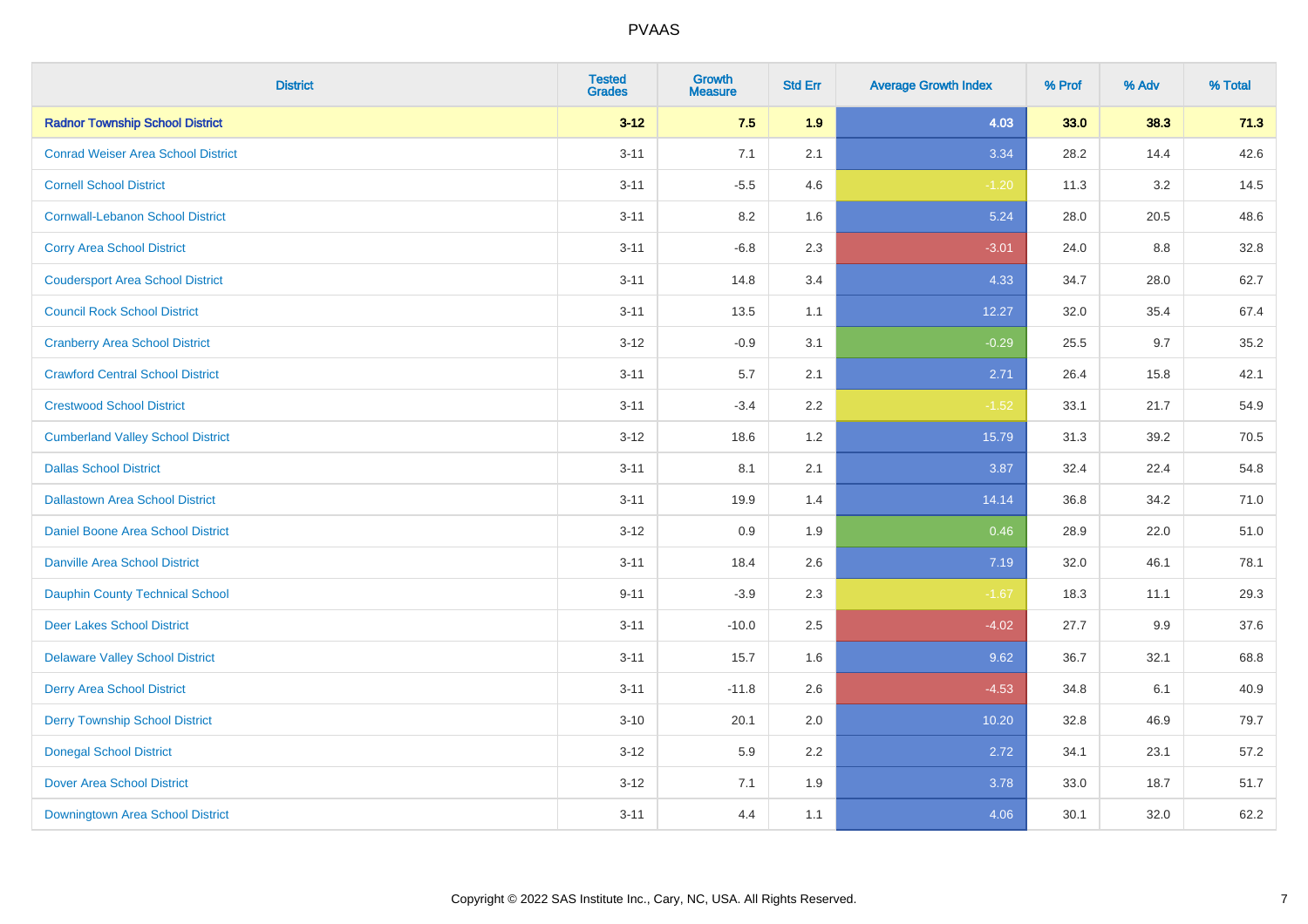| District | Tested Grades | Growth Measure | Std Err | Average Growth Index | % Prof | % Adv | % Total |
|---|---|---|---|---|---|---|---|
| **Radnor Township School District** | **3-12** | **7.5** | **1.9** | **4.03** | **33.0** | **38.3** | **71.3** |
| Conrad Weiser Area School District | 3-11 | 7.1 | 2.1 | 3.34 | 28.2 | 14.4 | 42.6 |
| Cornell School District | 3-11 | -5.5 | 4.6 | -1.20 | 11.3 | 3.2 | 14.5 |
| Cornwall-Lebanon School District | 3-11 | 8.2 | 1.6 | 5.24 | 28.0 | 20.5 | 48.6 |
| Corry Area School District | 3-11 | -6.8 | 2.3 | -3.01 | 24.0 | 8.8 | 32.8 |
| Coudersport Area School District | 3-11 | 14.8 | 3.4 | 4.33 | 34.7 | 28.0 | 62.7 |
| Council Rock School District | 3-11 | 13.5 | 1.1 | 12.27 | 32.0 | 35.4 | 67.4 |
| Cranberry Area School District | 3-12 | -0.9 | 3.1 | -0.29 | 25.5 | 9.7 | 35.2 |
| Crawford Central School District | 3-11 | 5.7 | 2.1 | 2.71 | 26.4 | 15.8 | 42.1 |
| Crestwood School District | 3-11 | -3.4 | 2.2 | -1.52 | 33.1 | 21.7 | 54.9 |
| Cumberland Valley School District | 3-12 | 18.6 | 1.2 | 15.79 | 31.3 | 39.2 | 70.5 |
| Dallas School District | 3-11 | 8.1 | 2.1 | 3.87 | 32.4 | 22.4 | 54.8 |
| Dallastown Area School District | 3-11 | 19.9 | 1.4 | 14.14 | 36.8 | 34.2 | 71.0 |
| Daniel Boone Area School District | 3-12 | 0.9 | 1.9 | 0.46 | 28.9 | 22.0 | 51.0 |
| Danville Area School District | 3-11 | 18.4 | 2.6 | 7.19 | 32.0 | 46.1 | 78.1 |
| Dauphin County Technical School | 9-11 | -3.9 | 2.3 | -1.67 | 18.3 | 11.1 | 29.3 |
| Deer Lakes School District | 3-11 | -10.0 | 2.5 | -4.02 | 27.7 | 9.9 | 37.6 |
| Delaware Valley School District | 3-11 | 15.7 | 1.6 | 9.62 | 36.7 | 32.1 | 68.8 |
| Derry Area School District | 3-11 | -11.8 | 2.6 | -4.53 | 34.8 | 6.1 | 40.9 |
| Derry Township School District | 3-10 | 20.1 | 2.0 | 10.20 | 32.8 | 46.9 | 79.7 |
| Donegal School District | 3-12 | 5.9 | 2.2 | 2.72 | 34.1 | 23.1 | 57.2 |
| Dover Area School District | 3-12 | 7.1 | 1.9 | 3.78 | 33.0 | 18.7 | 51.7 |
| Downingtown Area School District | 3-11 | 4.4 | 1.1 | 4.06 | 30.1 | 32.0 | 62.2 |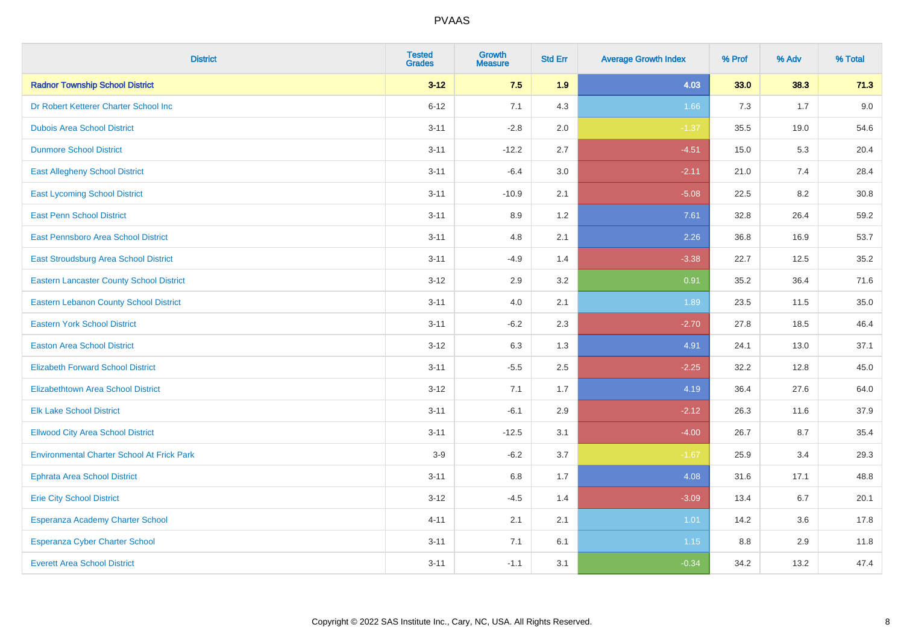# PVAAS

| District | Tested Grades | Growth Measure | Std Err | Average Growth Index | % Prof | % Adv | % Total |
|---|---|---|---|---|---|---|---|
| **Radnor Township School District** | **3-12** | **7.5** | **1.9** | **4.03** | **33.0** | **38.3** | **71.3** |
| Dr Robert Ketterer Charter School Inc | 6-12 | 7.1 | 4.3 | 1.66 | 7.3 | 1.7 | 9.0 |
| Dubois Area School District | 3-11 | -2.8 | 2.0 | -1.37 | 35.5 | 19.0 | 54.6 |
| Dunmore School District | 3-11 | -12.2 | 2.7 | -4.51 | 15.0 | 5.3 | 20.4 |
| East Allegheny School District | 3-11 | -6.4 | 3.0 | -2.11 | 21.0 | 7.4 | 28.4 |
| East Lycoming School District | 3-11 | -10.9 | 2.1 | -5.08 | 22.5 | 8.2 | 30.8 |
| East Penn School District | 3-11 | 8.9 | 1.2 | 7.61 | 32.8 | 26.4 | 59.2 |
| East Pennsboro Area School District | 3-11 | 4.8 | 2.1 | 2.26 | 36.8 | 16.9 | 53.7 |
| East Stroudsburg Area School District | 3-11 | -4.9 | 1.4 | -3.38 | 22.7 | 12.5 | 35.2 |
| Eastern Lancaster County School District | 3-12 | 2.9 | 3.2 | 0.91 | 35.2 | 36.4 | 71.6 |
| Eastern Lebanon County School District | 3-11 | 4.0 | 2.1 | 1.89 | 23.5 | 11.5 | 35.0 |
| Eastern York School District | 3-11 | -6.2 | 2.3 | -2.70 | 27.8 | 18.5 | 46.4 |
| Easton Area School District | 3-12 | 6.3 | 1.3 | 4.91 | 24.1 | 13.0 | 37.1 |
| Elizabeth Forward School District | 3-11 | -5.5 | 2.5 | -2.25 | 32.2 | 12.8 | 45.0 |
| Elizabethtown Area School District | 3-12 | 7.1 | 1.7 | 4.19 | 36.4 | 27.6 | 64.0 |
| Elk Lake School District | 3-11 | -6.1 | 2.9 | -2.12 | 26.3 | 11.6 | 37.9 |
| Ellwood City Area School District | 3-11 | -12.5 | 3.1 | -4.00 | 26.7 | 8.7 | 35.4 |
| Environmental Charter School At Frick Park | 3-9 | -6.2 | 3.7 | -1.67 | 25.9 | 3.4 | 29.3 |
| Ephrata Area School District | 3-11 | 6.8 | 1.7 | 4.08 | 31.6 | 17.1 | 48.8 |
| Erie City School District | 3-12 | -4.5 | 1.4 | -3.09 | 13.4 | 6.7 | 20.1 |
| Esperanza Academy Charter School | 4-11 | 2.1 | 2.1 | 1.01 | 14.2 | 3.6 | 17.8 |
| Esperanza Cyber Charter School | 3-11 | 7.1 | 6.1 | 1.15 | 8.8 | 2.9 | 11.8 |
| Everett Area School District | 3-11 | -1.1 | 3.1 | -0.34 | 34.2 | 13.2 | 47.4 |

Copyright © 2022 SAS Institute Inc., Cary, NC, USA. All Rights Reserved.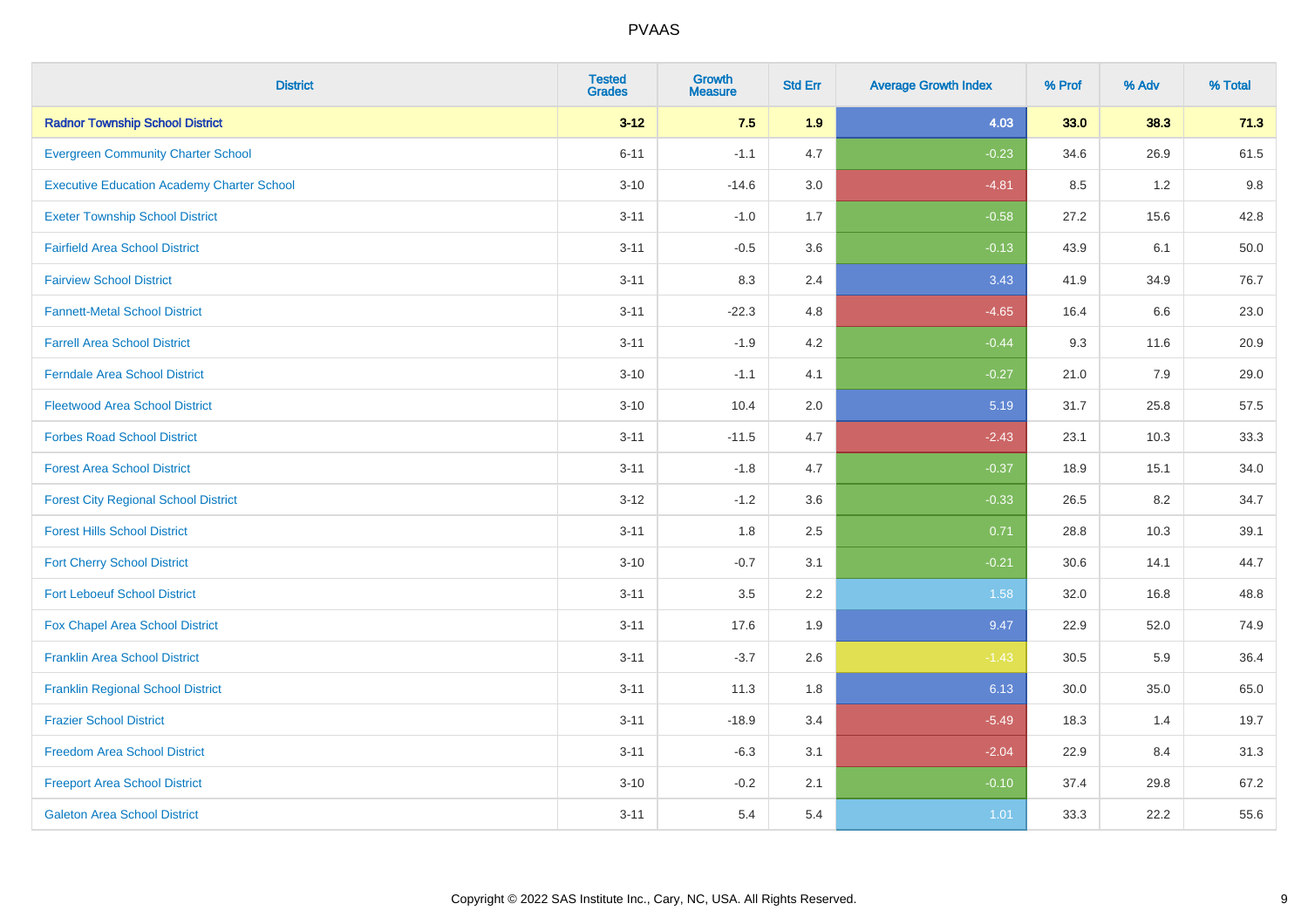PVAAS

| District | Tested Grades | Growth Measure | Std Err | Average Growth Index | % Prof | % Adv | % Total |
|---|---|---|---|---|---|---|---|
| **Radnor Township School District** | **3-12** | **7.5** | **1.9** | **4.03** | **33.0** | **38.3** | **71.3** |
| Evergreen Community Charter School | 6-11 | -1.1 | 4.7 | -0.23 | 34.6 | 26.9 | 61.5 |
| Executive Education Academy Charter School | 3-10 | -14.6 | 3.0 | -4.81 | 8.5 | 1.2 | 9.8 |
| Exeter Township School District | 3-11 | -1.0 | 1.7 | -0.58 | 27.2 | 15.6 | 42.8 |
| Fairfield Area School District | 3-11 | -0.5 | 3.6 | -0.13 | 43.9 | 6.1 | 50.0 |
| Fairview School District | 3-11 | 8.3 | 2.4 | 3.43 | 41.9 | 34.9 | 76.7 |
| Fannett-Metal School District | 3-11 | -22.3 | 4.8 | -4.65 | 16.4 | 6.6 | 23.0 |
| Farrell Area School District | 3-11 | -1.9 | 4.2 | -0.44 | 9.3 | 11.6 | 20.9 |
| Ferndale Area School District | 3-10 | -1.1 | 4.1 | -0.27 | 21.0 | 7.9 | 29.0 |
| Fleetwood Area School District | 3-10 | 10.4 | 2.0 | 5.19 | 31.7 | 25.8 | 57.5 |
| Forbes Road School District | 3-11 | -11.5 | 4.7 | -2.43 | 23.1 | 10.3 | 33.3 |
| Forest Area School District | 3-11 | -1.8 | 4.7 | -0.37 | 18.9 | 15.1 | 34.0 |
| Forest City Regional School District | 3-12 | -1.2 | 3.6 | -0.33 | 26.5 | 8.2 | 34.7 |
| Forest Hills School District | 3-11 | 1.8 | 2.5 | 0.71 | 28.8 | 10.3 | 39.1 |
| Fort Cherry School District | 3-10 | -0.7 | 3.1 | -0.21 | 30.6 | 14.1 | 44.7 |
| Fort Leboeuf School District | 3-11 | 3.5 | 2.2 | 1.58 | 32.0 | 16.8 | 48.8 |
| Fox Chapel Area School District | 3-11 | 17.6 | 1.9 | 9.47 | 22.9 | 52.0 | 74.9 |
| Franklin Area School District | 3-11 | -3.7 | 2.6 | -1.43 | 30.5 | 5.9 | 36.4 |
| Franklin Regional School District | 3-11 | 11.3 | 1.8 | 6.13 | 30.0 | 35.0 | 65.0 |
| Frazier School District | 3-11 | -18.9 | 3.4 | -5.49 | 18.3 | 1.4 | 19.7 |
| Freedom Area School District | 3-11 | -6.3 | 3.1 | -2.04 | 22.9 | 8.4 | 31.3 |
| Freeport Area School District | 3-10 | -0.2 | 2.1 | -0.10 | 37.4 | 29.8 | 67.2 |
| Galeton Area School District | 3-11 | 5.4 | 5.4 | 1.01 | 33.3 | 22.2 | 55.6 |

Copyright © 2022 SAS Institute Inc., Cary, NC, USA. All Rights Reserved.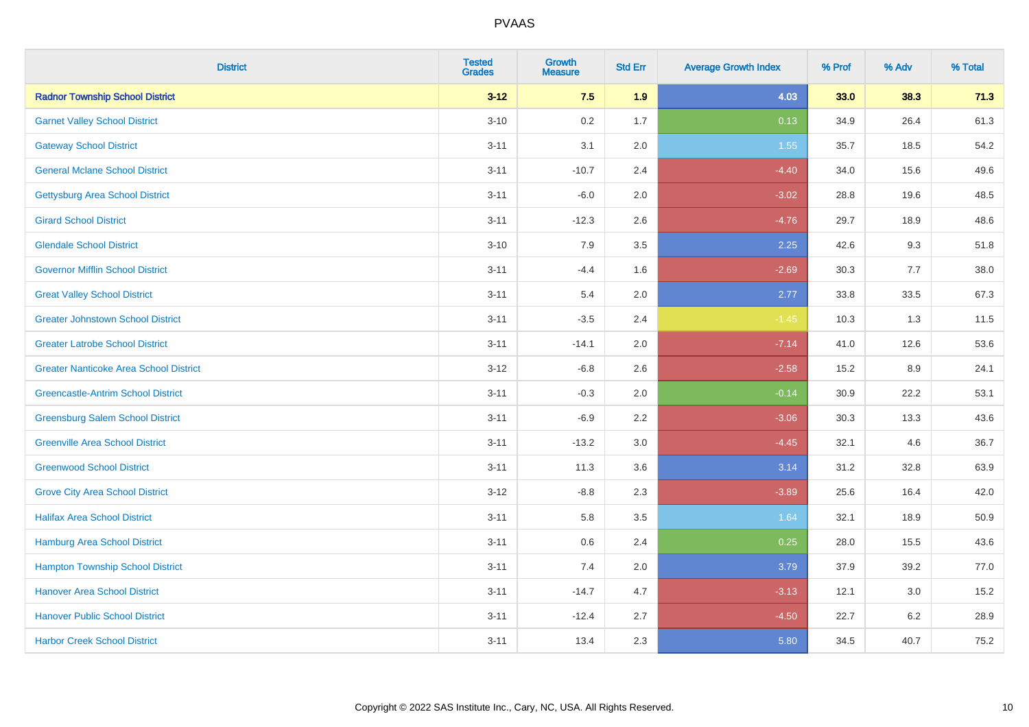# PVAAS

| District | Tested Grades | Growth Measure | Std Err | Average Growth Index | % Prof | % Adv | % Total |
|---|---|---|---|---|---|---|---|
| **Radnor Township School District** | **3-12** | **7.5** | **1.9** | **4.03** | **33.0** | **38.3** | **71.3** |
| Garnet Valley School District | 3-10 | 0.2 | 1.7 | 0.13 | 34.9 | 26.4 | 61.3 |
| Gateway School District | 3-11 | 3.1 | 2.0 | 1.55 | 35.7 | 18.5 | 54.2 |
| General Mclane School District | 3-11 | -10.7 | 2.4 | -4.40 | 34.0 | 15.6 | 49.6 |
| Gettysburg Area School District | 3-11 | -6.0 | 2.0 | -3.02 | 28.8 | 19.6 | 48.5 |
| Girard School District | 3-11 | -12.3 | 2.6 | -4.76 | 29.7 | 18.9 | 48.6 |
| Glendale School District | 3-10 | 7.9 | 3.5 | 2.25 | 42.6 | 9.3 | 51.8 |
| Governor Mifflin School District | 3-11 | -4.4 | 1.6 | -2.69 | 30.3 | 7.7 | 38.0 |
| Great Valley School District | 3-11 | 5.4 | 2.0 | 2.77 | 33.8 | 33.5 | 67.3 |
| Greater Johnstown School District | 3-11 | -3.5 | 2.4 | -1.45 | 10.3 | 1.3 | 11.5 |
| Greater Latrobe School District | 3-11 | -14.1 | 2.0 | -7.14 | 41.0 | 12.6 | 53.6 |
| Greater Nanticoke Area School District | 3-12 | -6.8 | 2.6 | -2.58 | 15.2 | 8.9 | 24.1 |
| Greencastle-Antrim School District | 3-11 | -0.3 | 2.0 | -0.14 | 30.9 | 22.2 | 53.1 |
| Greensburg Salem School District | 3-11 | -6.9 | 2.2 | -3.06 | 30.3 | 13.3 | 43.6 |
| Greenville Area School District | 3-11 | -13.2 | 3.0 | -4.45 | 32.1 | 4.6 | 36.7 |
| Greenwood School District | 3-11 | 11.3 | 3.6 | 3.14 | 31.2 | 32.8 | 63.9 |
| Grove City Area School District | 3-12 | -8.8 | 2.3 | -3.89 | 25.6 | 16.4 | 42.0 |
| Halifax Area School District | 3-11 | 5.8 | 3.5 | 1.64 | 32.1 | 18.9 | 50.9 |
| Hamburg Area School District | 3-11 | 0.6 | 2.4 | 0.25 | 28.0 | 15.5 | 43.6 |
| Hampton Township School District | 3-11 | 7.4 | 2.0 | 3.79 | 37.9 | 39.2 | 77.0 |
| Hanover Area School District | 3-11 | -14.7 | 4.7 | -3.13 | 12.1 | 3.0 | 15.2 |
| Hanover Public School District | 3-11 | -12.4 | 2.7 | -4.50 | 22.7 | 6.2 | 28.9 |
| Harbor Creek School District | 3-11 | 13.4 | 2.3 | 5.80 | 34.5 | 40.7 | 75.2 |

Copyright © 2022 SAS Institute Inc., Cary, NC, USA. All Rights Reserved.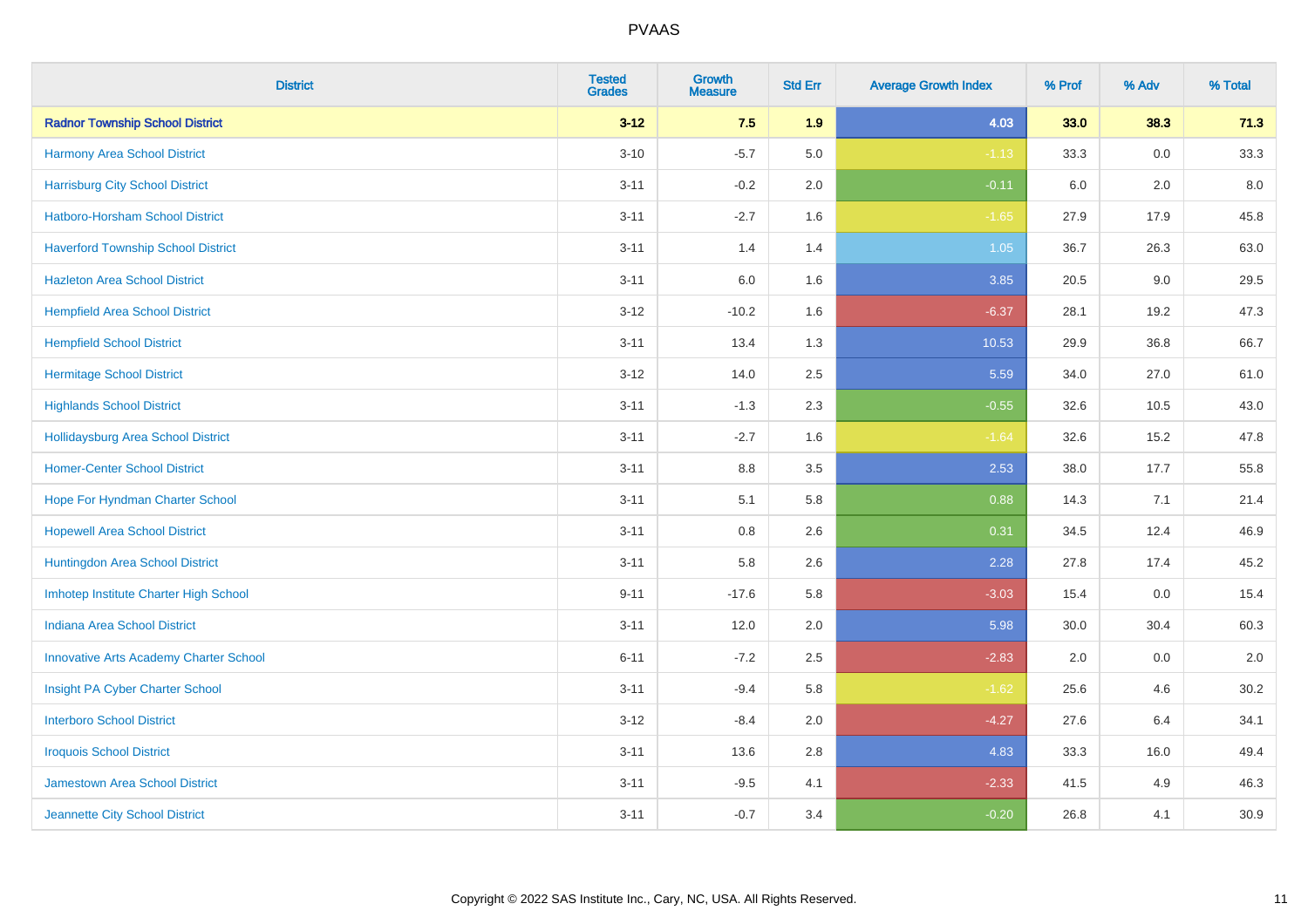# PVAAS

| District | Tested Grades | Growth Measure | Std Err | Average Growth Index | % Prof | % Adv | % Total |
|---|---|---|---|---|---|---|---|
| **Radnor Township School District** | **3-12** | **7.5** | **1.9** | **4.03** | **33.0** | **38.3** | **71.3** |
| Harmony Area School District | 3-10 | -5.7 | 5.0 | -1.13 | 33.3 | 0.0 | 33.3 |
| Harrisburg City School District | 3-11 | -0.2 | 2.0 | -0.11 | 6.0 | 2.0 | 8.0 |
| Hatboro-Horsham School District | 3-11 | -2.7 | 1.6 | -1.65 | 27.9 | 17.9 | 45.8 |
| Haverford Township School District | 3-11 | 1.4 | 1.4 | 1.05 | 36.7 | 26.3 | 63.0 |
| Hazleton Area School District | 3-11 | 6.0 | 1.6 | 3.85 | 20.5 | 9.0 | 29.5 |
| Hempfield Area School District | 3-12 | -10.2 | 1.6 | -6.37 | 28.1 | 19.2 | 47.3 |
| Hempfield School District | 3-11 | 13.4 | 1.3 | 10.53 | 29.9 | 36.8 | 66.7 |
| Hermitage School District | 3-12 | 14.0 | 2.5 | 5.59 | 34.0 | 27.0 | 61.0 |
| Highlands School District | 3-11 | -1.3 | 2.3 | -0.55 | 32.6 | 10.5 | 43.0 |
| Hollidaysburg Area School District | 3-11 | -2.7 | 1.6 | -1.64 | 32.6 | 15.2 | 47.8 |
| Homer-Center School District | 3-11 | 8.8 | 3.5 | 2.53 | 38.0 | 17.7 | 55.8 |
| Hope For Hyndman Charter School | 3-11 | 5.1 | 5.8 | 0.88 | 14.3 | 7.1 | 21.4 |
| Hopewell Area School District | 3-11 | 0.8 | 2.6 | 0.31 | 34.5 | 12.4 | 46.9 |
| Huntingdon Area School District | 3-11 | 5.8 | 2.6 | 2.28 | 27.8 | 17.4 | 45.2 |
| Imhotep Institute Charter High School | 9-11 | -17.6 | 5.8 | -3.03 | 15.4 | 0.0 | 15.4 |
| Indiana Area School District | 3-11 | 12.0 | 2.0 | 5.98 | 30.0 | 30.4 | 60.3 |
| Innovative Arts Academy Charter School | 6-11 | -7.2 | 2.5 | -2.83 | 2.0 | 0.0 | 2.0 |
| Insight PA Cyber Charter School | 3-11 | -9.4 | 5.8 | -1.62 | 25.6 | 4.6 | 30.2 |
| Interboro School District | 3-12 | -8.4 | 2.0 | -4.27 | 27.6 | 6.4 | 34.1 |
| Iroquois School District | 3-11 | 13.6 | 2.8 | 4.83 | 33.3 | 16.0 | 49.4 |
| Jamestown Area School District | 3-11 | -9.5 | 4.1 | -2.33 | 41.5 | 4.9 | 46.3 |
| Jeannette City School District | 3-11 | -0.7 | 3.4 | -0.20 | 26.8 | 4.1 | 30.9 |

Copyright © 2022 SAS Institute Inc., Cary, NC, USA. All Rights Reserved.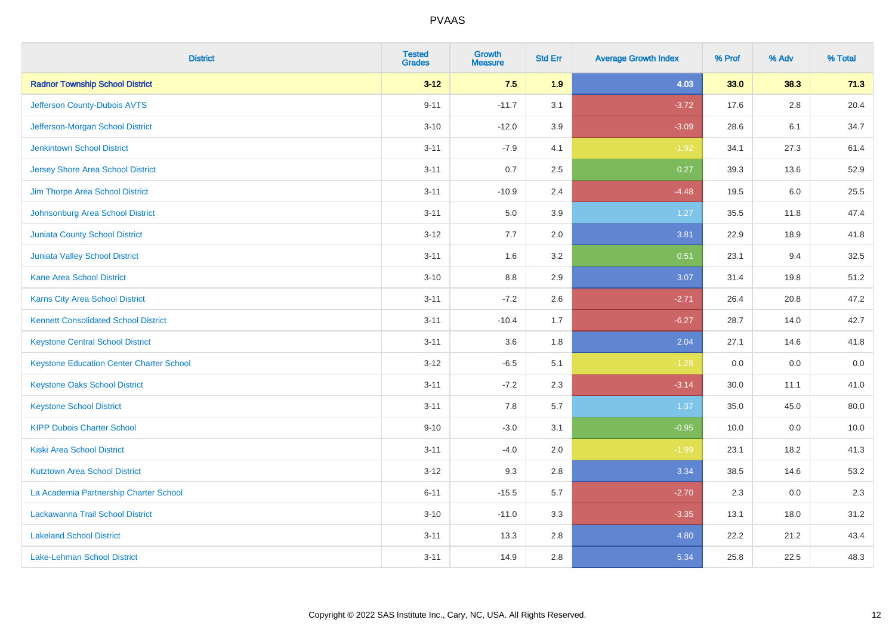PVAAS

| District | Tested Grades | Growth Measure | Std Err | Average Growth Index | % Prof | % Adv | % Total |
|---|---|---|---|---|---|---|---|
| **Radnor Township School District** | **3-12** | **7.5** | **1.9** | **4.03** | **33.0** | **38.3** | **71.3** |
| Jefferson County-Dubois AVTS | 9-11 | -11.7 | 3.1 | -3.72 | 17.6 | 2.8 | 20.4 |
| Jefferson-Morgan School District | 3-10 | -12.0 | 3.9 | -3.09 | 28.6 | 6.1 | 34.7 |
| Jenkintown School District | 3-11 | -7.9 | 4.1 | -1.92 | 34.1 | 27.3 | 61.4 |
| Jersey Shore Area School District | 3-11 | 0.7 | 2.5 | 0.27 | 39.3 | 13.6 | 52.9 |
| Jim Thorpe Area School District | 3-11 | -10.9 | 2.4 | -4.48 | 19.5 | 6.0 | 25.5 |
| Johnsonburg Area School District | 3-11 | 5.0 | 3.9 | 1.27 | 35.5 | 11.8 | 47.4 |
| Juniata County School District | 3-12 | 7.7 | 2.0 | 3.81 | 22.9 | 18.9 | 41.8 |
| Juniata Valley School District | 3-11 | 1.6 | 3.2 | 0.51 | 23.1 | 9.4 | 32.5 |
| Kane Area School District | 3-10 | 8.8 | 2.9 | 3.07 | 31.4 | 19.8 | 51.2 |
| Karns City Area School District | 3-11 | -7.2 | 2.6 | -2.71 | 26.4 | 20.8 | 47.2 |
| Kennett Consolidated School District | 3-11 | -10.4 | 1.7 | -6.27 | 28.7 | 14.0 | 42.7 |
| Keystone Central School District | 3-11 | 3.6 | 1.8 | 2.04 | 27.1 | 14.6 | 41.8 |
| Keystone Education Center Charter School | 3-12 | -6.5 | 5.1 | -1.28 | 0.0 | 0.0 | 0.0 |
| Keystone Oaks School District | 3-11 | -7.2 | 2.3 | -3.14 | 30.0 | 11.1 | 41.0 |
| Keystone School District | 3-11 | 7.8 | 5.7 | 1.37 | 35.0 | 45.0 | 80.0 |
| KIPP Dubois Charter School | 9-10 | -3.0 | 3.1 | -0.95 | 10.0 | 0.0 | 10.0 |
| Kiski Area School District | 3-11 | -4.0 | 2.0 | -1.99 | 23.1 | 18.2 | 41.3 |
| Kutztown Area School District | 3-12 | 9.3 | 2.8 | 3.34 | 38.5 | 14.6 | 53.2 |
| La Academia Partnership Charter School | 6-11 | -15.5 | 5.7 | -2.70 | 2.3 | 0.0 | 2.3 |
| Lackawanna Trail School District | 3-10 | -11.0 | 3.3 | -3.35 | 13.1 | 18.0 | 31.2 |
| Lakeland School District | 3-11 | 13.3 | 2.8 | 4.80 | 22.2 | 21.2 | 43.4 |
| Lake-Lehman School District | 3-11 | 14.9 | 2.8 | 5.34 | 25.8 | 22.5 | 48.3 |

Copyright © 2022 SAS Institute Inc., Cary, NC, USA. All Rights Reserved.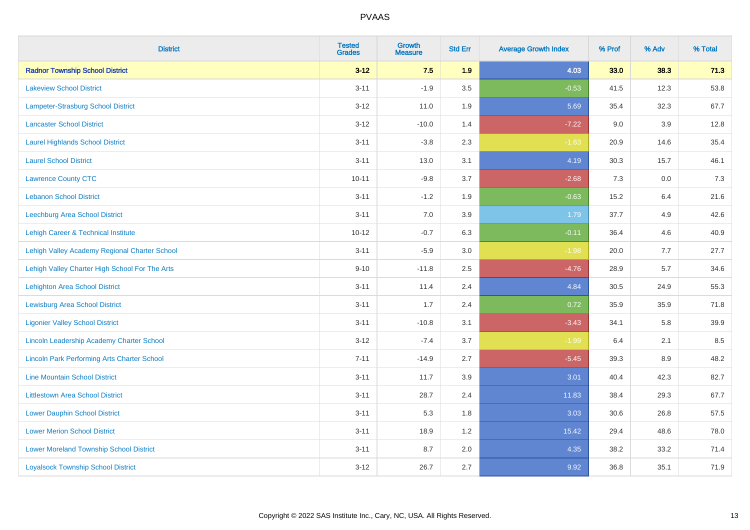| District | Tested Grades | Growth Measure | Std Err | Average Growth Index | % Prof | % Adv | % Total |
|---|---|---|---|---|---|---|---|
| **Radnor Township School District** | **3-12** | **7.5** | **1.9** | **4.03** | **33.0** | **38.3** | **71.3** |
| Lakeview School District | 3-11 | -1.9 | 3.5 | -0.53 | 41.5 | 12.3 | 53.8 |
| Lampeter-Strasburg School District | 3-12 | 11.0 | 1.9 | 5.69 | 35.4 | 32.3 | 67.7 |
| Lancaster School District | 3-12 | -10.0 | 1.4 | -7.22 | 9.0 | 3.9 | 12.8 |
| Laurel Highlands School District | 3-11 | -3.8 | 2.3 | -1.63 | 20.9 | 14.6 | 35.4 |
| Laurel School District | 3-11 | 13.0 | 3.1 | 4.19 | 30.3 | 15.7 | 46.1 |
| Lawrence County CTC | 10-11 | -9.8 | 3.7 | -2.68 | 7.3 | 0.0 | 7.3 |
| Lebanon School District | 3-11 | -1.2 | 1.9 | -0.63 | 15.2 | 6.4 | 21.6 |
| Leechburg Area School District | 3-11 | 7.0 | 3.9 | 1.79 | 37.7 | 4.9 | 42.6 |
| Lehigh Career & Technical Institute | 10-12 | -0.7 | 6.3 | -0.11 | 36.4 | 4.6 | 40.9 |
| Lehigh Valley Academy Regional Charter School | 3-11 | -5.9 | 3.0 | -1.98 | 20.0 | 7.7 | 27.7 |
| Lehigh Valley Charter High School For The Arts | 9-10 | -11.8 | 2.5 | -4.76 | 28.9 | 5.7 | 34.6 |
| Lehighton Area School District | 3-11 | 11.4 | 2.4 | 4.84 | 30.5 | 24.9 | 55.3 |
| Lewisburg Area School District | 3-11 | 1.7 | 2.4 | 0.72 | 35.9 | 35.9 | 71.8 |
| Ligonier Valley School District | 3-11 | -10.8 | 3.1 | -3.43 | 34.1 | 5.8 | 39.9 |
| Lincoln Leadership Academy Charter School | 3-12 | -7.4 | 3.7 | -1.99 | 6.4 | 2.1 | 8.5 |
| Lincoln Park Performing Arts Charter School | 7-11 | -14.9 | 2.7 | -5.45 | 39.3 | 8.9 | 48.2 |
| Line Mountain School District | 3-11 | 11.7 | 3.9 | 3.01 | 40.4 | 42.3 | 82.7 |
| Littlestown Area School District | 3-11 | 28.7 | 2.4 | 11.83 | 38.4 | 29.3 | 67.7 |
| Lower Dauphin School District | 3-11 | 5.3 | 1.8 | 3.03 | 30.6 | 26.8 | 57.5 |
| Lower Merion School District | 3-11 | 18.9 | 1.2 | 15.42 | 29.4 | 48.6 | 78.0 |
| Lower Moreland Township School District | 3-11 | 8.7 | 2.0 | 4.35 | 38.2 | 33.2 | 71.4 |
| Loyalsock Township School District | 3-12 | 26.7 | 2.7 | 9.92 | 36.8 | 35.1 | 71.9 |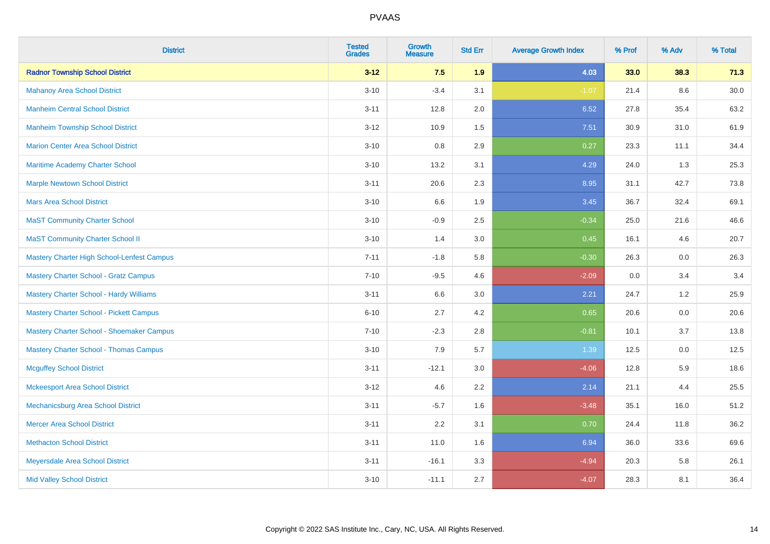| District | Tested Grades | Growth Measure | Std Err | Average Growth Index | % Prof | % Adv | % Total |
|---|---|---|---|---|---|---|---|
| **Radnor Township School District** | **3-12** | **7.5** | **1.9** | **4.03** | **33.0** | **38.3** | **71.3** |
| Mahanoy Area School District | 3-10 | -3.4 | 3.1 | -1.07 | 21.4 | 8.6 | 30.0 |
| Manheim Central School District | 3-11 | 12.8 | 2.0 | 6.52 | 27.8 | 35.4 | 63.2 |
| Manheim Township School District | 3-12 | 10.9 | 1.5 | 7.51 | 30.9 | 31.0 | 61.9 |
| Marion Center Area School District | 3-10 | 0.8 | 2.9 | 0.27 | 23.3 | 11.1 | 34.4 |
| Maritime Academy Charter School | 3-10 | 13.2 | 3.1 | 4.29 | 24.0 | 1.3 | 25.3 |
| Marple Newtown School District | 3-11 | 20.6 | 2.3 | 8.95 | 31.1 | 42.7 | 73.8 |
| Mars Area School District | 3-10 | 6.6 | 1.9 | 3.45 | 36.7 | 32.4 | 69.1 |
| MaST Community Charter School | 3-10 | -0.9 | 2.5 | -0.34 | 25.0 | 21.6 | 46.6 |
| MaST Community Charter School II | 3-10 | 1.4 | 3.0 | 0.45 | 16.1 | 4.6 | 20.7 |
| Mastery Charter High School-Lenfest Campus | 7-11 | -1.8 | 5.8 | -0.30 | 26.3 | 0.0 | 26.3 |
| Mastery Charter School - Gratz Campus | 7-10 | -9.5 | 4.6 | -2.09 | 0.0 | 3.4 | 3.4 |
| Mastery Charter School - Hardy Williams | 3-11 | 6.6 | 3.0 | 2.21 | 24.7 | 1.2 | 25.9 |
| Mastery Charter School - Pickett Campus | 6-10 | 2.7 | 4.2 | 0.65 | 20.6 | 0.0 | 20.6 |
| Mastery Charter School - Shoemaker Campus | 7-10 | -2.3 | 2.8 | -0.81 | 10.1 | 3.7 | 13.8 |
| Mastery Charter School - Thomas Campus | 3-10 | 7.9 | 5.7 | 1.39 | 12.5 | 0.0 | 12.5 |
| Mcguffey School District | 3-11 | -12.1 | 3.0 | -4.06 | 12.8 | 5.9 | 18.6 |
| Mckeesport Area School District | 3-12 | 4.6 | 2.2 | 2.14 | 21.1 | 4.4 | 25.5 |
| Mechanicsburg Area School District | 3-11 | -5.7 | 1.6 | -3.48 | 35.1 | 16.0 | 51.2 |
| Mercer Area School District | 3-11 | 2.2 | 3.1 | 0.70 | 24.4 | 11.8 | 36.2 |
| Methacton School District | 3-11 | 11.0 | 1.6 | 6.94 | 36.0 | 33.6 | 69.6 |
| Meyersdale Area School District | 3-11 | -16.1 | 3.3 | -4.94 | 20.3 | 5.8 | 26.1 |
| Mid Valley School District | 3-10 | -11.1 | 2.7 | -4.07 | 28.3 | 8.1 | 36.4 |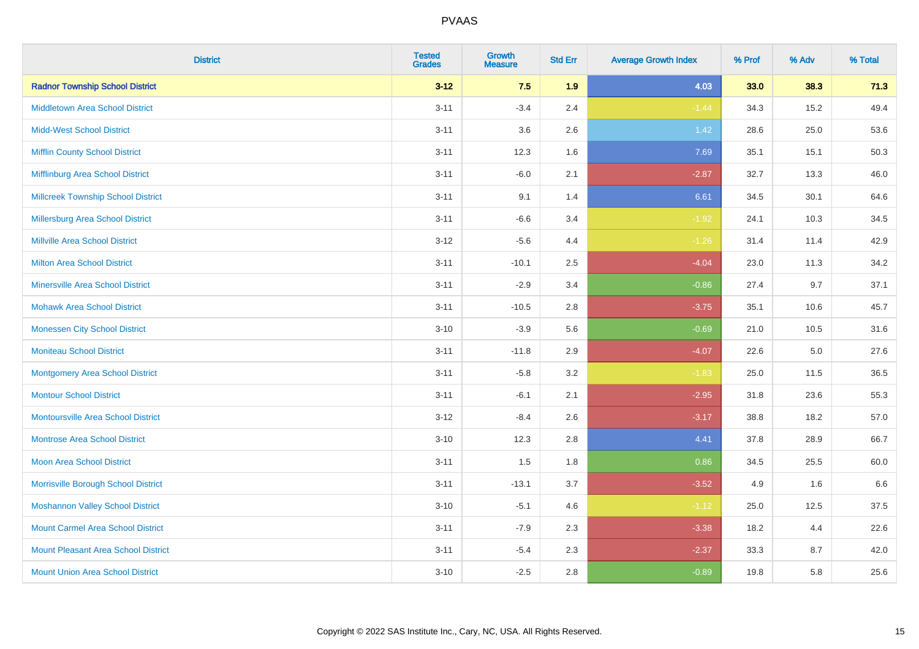| District | Tested Grades | Growth Measure | Std Err | Average Growth Index | % Prof | % Adv | % Total |
|---|---|---|---|---|---|---|---|
| **Radnor Township School District** | **3-12** | **7.5** | **1.9** | **4.03** | **33.0** | **38.3** | **71.3** |
| Middletown Area School District | 3-11 | -3.4 | 2.4 | -1.44 | 34.3 | 15.2 | 49.4 |
| Midd-West School District | 3-11 | 3.6 | 2.6 | 1.42 | 28.6 | 25.0 | 53.6 |
| Mifflin County School District | 3-11 | 12.3 | 1.6 | 7.69 | 35.1 | 15.1 | 50.3 |
| Mifflinburg Area School District | 3-11 | -6.0 | 2.1 | -2.87 | 32.7 | 13.3 | 46.0 |
| Millcreek Township School District | 3-11 | 9.1 | 1.4 | 6.61 | 34.5 | 30.1 | 64.6 |
| Millersburg Area School District | 3-11 | -6.6 | 3.4 | -1.92 | 24.1 | 10.3 | 34.5 |
| Millville Area School District | 3-12 | -5.6 | 4.4 | -1.26 | 31.4 | 11.4 | 42.9 |
| Milton Area School District | 3-11 | -10.1 | 2.5 | -4.04 | 23.0 | 11.3 | 34.2 |
| Minersville Area School District | 3-11 | -2.9 | 3.4 | -0.86 | 27.4 | 9.7 | 37.1 |
| Mohawk Area School District | 3-11 | -10.5 | 2.8 | -3.75 | 35.1 | 10.6 | 45.7 |
| Monessen City School District | 3-10 | -3.9 | 5.6 | -0.69 | 21.0 | 10.5 | 31.6 |
| Moniteau School District | 3-11 | -11.8 | 2.9 | -4.07 | 22.6 | 5.0 | 27.6 |
| Montgomery Area School District | 3-11 | -5.8 | 3.2 | -1.83 | 25.0 | 11.5 | 36.5 |
| Montour School District | 3-11 | -6.1 | 2.1 | -2.95 | 31.8 | 23.6 | 55.3 |
| Montoursville Area School District | 3-12 | -8.4 | 2.6 | -3.17 | 38.8 | 18.2 | 57.0 |
| Montrose Area School District | 3-10 | 12.3 | 2.8 | 4.41 | 37.8 | 28.9 | 66.7 |
| Moon Area School District | 3-11 | 1.5 | 1.8 | 0.86 | 34.5 | 25.5 | 60.0 |
| Morrisville Borough School District | 3-11 | -13.1 | 3.7 | -3.52 | 4.9 | 1.6 | 6.6 |
| Moshannon Valley School District | 3-10 | -5.1 | 4.6 | -1.12 | 25.0 | 12.5 | 37.5 |
| Mount Carmel Area School District | 3-11 | -7.9 | 2.3 | -3.38 | 18.2 | 4.4 | 22.6 |
| Mount Pleasant Area School District | 3-11 | -5.4 | 2.3 | -2.37 | 33.3 | 8.7 | 42.0 |
| Mount Union Area School District | 3-10 | -2.5 | 2.8 | -0.89 | 19.8 | 5.8 | 25.6 |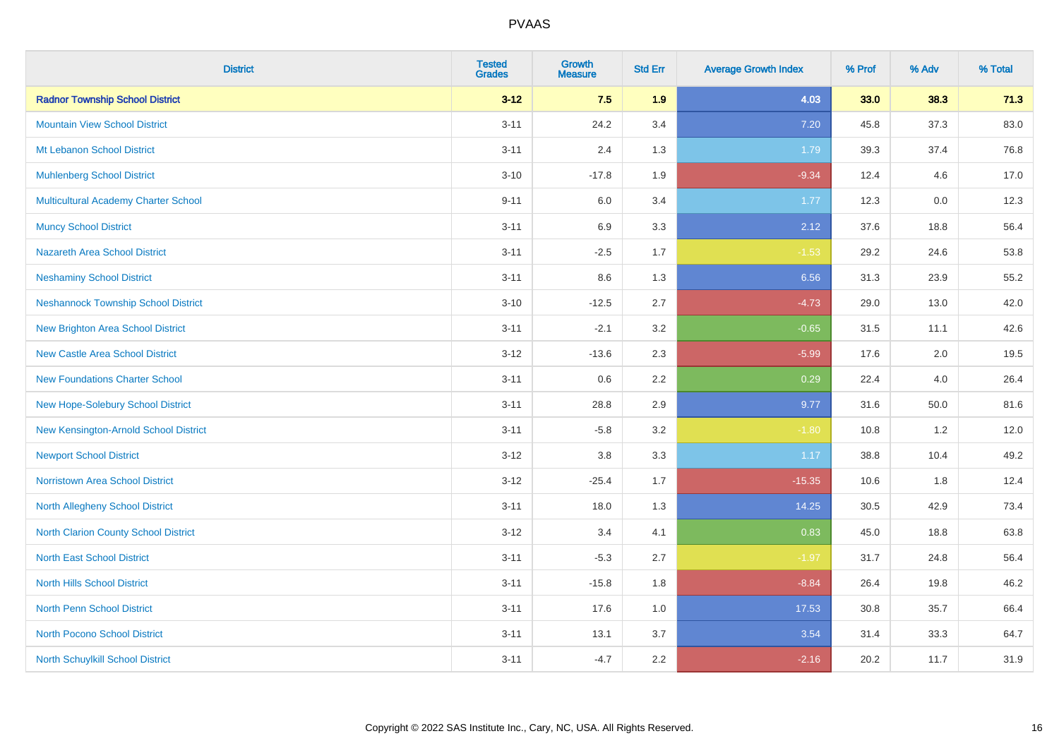# PVAAS

| District | Tested Grades | Growth Measure | Std Err | Average Growth Index | % Prof | % Adv | % Total |
|---|---|---|---|---|---|---|---|
| **Radnor Township School District** | **3-12** | **7.5** | **1.9** | **4.03** | **33.0** | **38.3** | **71.3** |
| Mountain View School District | 3-11 | 24.2 | 3.4 | 7.20 | 45.8 | 37.3 | 83.0 |
| Mt Lebanon School District | 3-11 | 2.4 | 1.3 | 1.79 | 39.3 | 37.4 | 76.8 |
| Muhlenberg School District | 3-10 | -17.8 | 1.9 | -9.34 | 12.4 | 4.6 | 17.0 |
| Multicultural Academy Charter School | 9-11 | 6.0 | 3.4 | 1.77 | 12.3 | 0.0 | 12.3 |
| Muncy School District | 3-11 | 6.9 | 3.3 | 2.12 | 37.6 | 18.8 | 56.4 |
| Nazareth Area School District | 3-11 | -2.5 | 1.7 | -1.53 | 29.2 | 24.6 | 53.8 |
| Neshaminy School District | 3-11 | 8.6 | 1.3 | 6.56 | 31.3 | 23.9 | 55.2 |
| Neshannock Township School District | 3-10 | -12.5 | 2.7 | -4.73 | 29.0 | 13.0 | 42.0 |
| New Brighton Area School District | 3-11 | -2.1 | 3.2 | -0.65 | 31.5 | 11.1 | 42.6 |
| New Castle Area School District | 3-12 | -13.6 | 2.3 | -5.99 | 17.6 | 2.0 | 19.5 |
| New Foundations Charter School | 3-11 | 0.6 | 2.2 | 0.29 | 22.4 | 4.0 | 26.4 |
| New Hope-Solebury School District | 3-11 | 28.8 | 2.9 | 9.77 | 31.6 | 50.0 | 81.6 |
| New Kensington-Arnold School District | 3-11 | -5.8 | 3.2 | -1.80 | 10.8 | 1.2 | 12.0 |
| Newport School District | 3-12 | 3.8 | 3.3 | 1.17 | 38.8 | 10.4 | 49.2 |
| Norristown Area School District | 3-12 | -25.4 | 1.7 | -15.35 | 10.6 | 1.8 | 12.4 |
| North Allegheny School District | 3-11 | 18.0 | 1.3 | 14.25 | 30.5 | 42.9 | 73.4 |
| North Clarion County School District | 3-12 | 3.4 | 4.1 | 0.83 | 45.0 | 18.8 | 63.8 |
| North East School District | 3-11 | -5.3 | 2.7 | -1.97 | 31.7 | 24.8 | 56.4 |
| North Hills School District | 3-11 | -15.8 | 1.8 | -8.84 | 26.4 | 19.8 | 46.2 |
| North Penn School District | 3-11 | 17.6 | 1.0 | 17.53 | 30.8 | 35.7 | 66.4 |
| North Pocono School District | 3-11 | 13.1 | 3.7 | 3.54 | 31.4 | 33.3 | 64.7 |
| North Schuylkill School District | 3-11 | -4.7 | 2.2 | -2.16 | 20.2 | 11.7 | 31.9 |

Copyright © 2022 SAS Institute Inc., Cary, NC, USA. All Rights Reserved.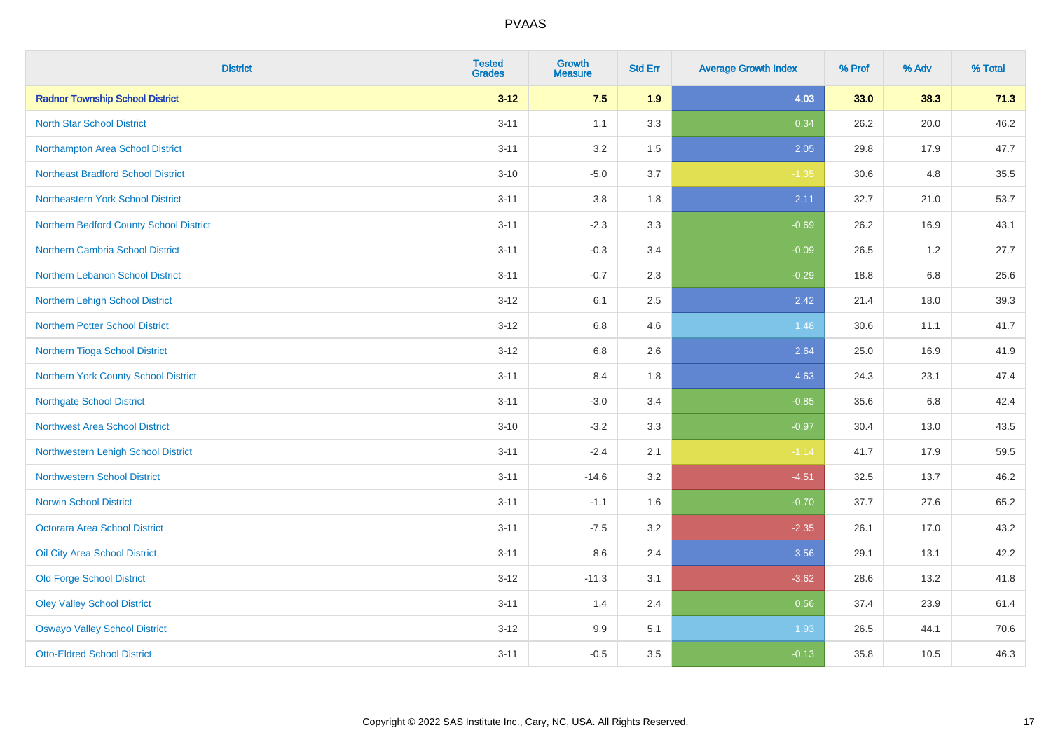| District | Tested Grades | Growth Measure | Std Err | Average Growth Index | % Prof | % Adv | % Total |
|---|---|---|---|---|---|---|---|
| **Radnor Township School District** | **3-12** | **7.5** | **1.9** | **4.03** | **33.0** | **38.3** | **71.3** |
| North Star School District | 3-11 | 1.1 | 3.3 | 0.34 | 26.2 | 20.0 | 46.2 |
| Northampton Area School District | 3-11 | 3.2 | 1.5 | 2.05 | 29.8 | 17.9 | 47.7 |
| Northeast Bradford School District | 3-10 | -5.0 | 3.7 | -1.35 | 30.6 | 4.8 | 35.5 |
| Northeastern York School District | 3-11 | 3.8 | 1.8 | 2.11 | 32.7 | 21.0 | 53.7 |
| Northern Bedford County School District | 3-11 | -2.3 | 3.3 | -0.69 | 26.2 | 16.9 | 43.1 |
| Northern Cambria School District | 3-11 | -0.3 | 3.4 | -0.09 | 26.5 | 1.2 | 27.7 |
| Northern Lebanon School District | 3-11 | -0.7 | 2.3 | -0.29 | 18.8 | 6.8 | 25.6 |
| Northern Lehigh School District | 3-12 | 6.1 | 2.5 | 2.42 | 21.4 | 18.0 | 39.3 |
| Northern Potter School District | 3-12 | 6.8 | 4.6 | 1.48 | 30.6 | 11.1 | 41.7 |
| Northern Tioga School District | 3-12 | 6.8 | 2.6 | 2.64 | 25.0 | 16.9 | 41.9 |
| Northern York County School District | 3-11 | 8.4 | 1.8 | 4.63 | 24.3 | 23.1 | 47.4 |
| Northgate School District | 3-11 | -3.0 | 3.4 | -0.85 | 35.6 | 6.8 | 42.4 |
| Northwest Area School District | 3-10 | -3.2 | 3.3 | -0.97 | 30.4 | 13.0 | 43.5 |
| Northwestern Lehigh School District | 3-11 | -2.4 | 2.1 | -1.14 | 41.7 | 17.9 | 59.5 |
| Northwestern School District | 3-11 | -14.6 | 3.2 | -4.51 | 32.5 | 13.7 | 46.2 |
| Norwin School District | 3-11 | -1.1 | 1.6 | -0.70 | 37.7 | 27.6 | 65.2 |
| Octorara Area School District | 3-11 | -7.5 | 3.2 | -2.35 | 26.1 | 17.0 | 43.2 |
| Oil City Area School District | 3-11 | 8.6 | 2.4 | 3.56 | 29.1 | 13.1 | 42.2 |
| Old Forge School District | 3-12 | -11.3 | 3.1 | -3.62 | 28.6 | 13.2 | 41.8 |
| Oley Valley School District | 3-11 | 1.4 | 2.4 | 0.56 | 37.4 | 23.9 | 61.4 |
| Oswayo Valley School District | 3-12 | 9.9 | 5.1 | 1.93 | 26.5 | 44.1 | 70.6 |
| Otto-Eldred School District | 3-11 | -0.5 | 3.5 | -0.13 | 35.8 | 10.5 | 46.3 |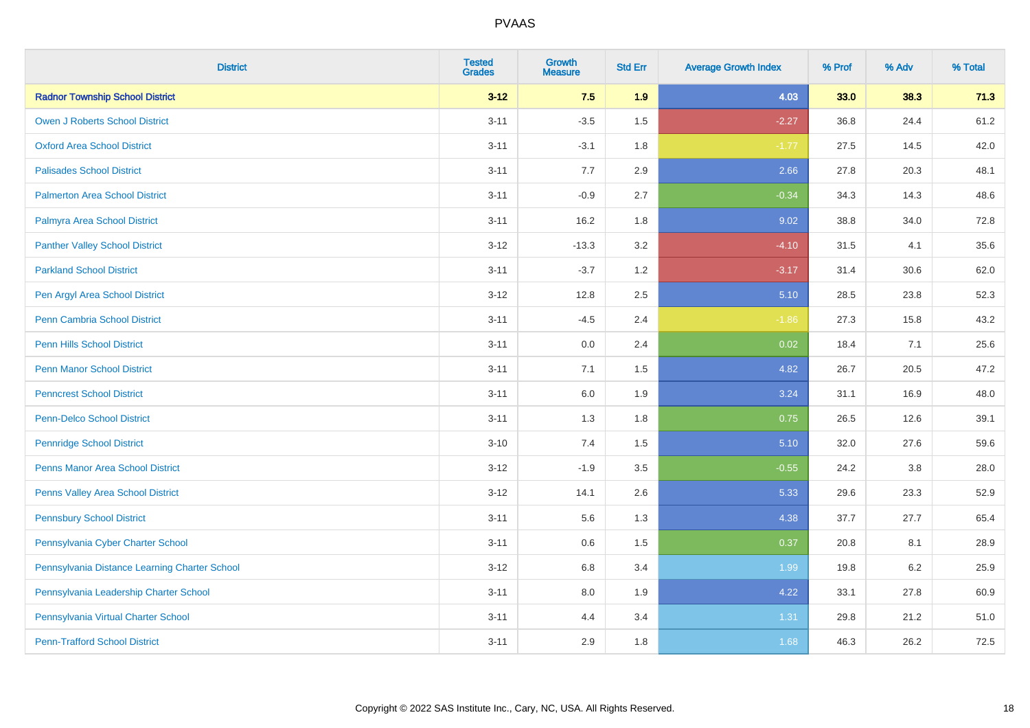# PVAAS

| District | Tested Grades | Growth Measure | Std Err | Average Growth Index | % Prof | % Adv | % Total |
|---|---|---|---|---|---|---|---|
| **Radnor Township School District** | **3-12** | **7.5** | **1.9** | **4.03** | **33.0** | **38.3** | **71.3** |
| Owen J Roberts School District | 3-11 | -3.5 | 1.5 | -2.27 | 36.8 | 24.4 | 61.2 |
| Oxford Area School District | 3-11 | -3.1 | 1.8 | -1.77 | 27.5 | 14.5 | 42.0 |
| Palisades School District | 3-11 | 7.7 | 2.9 | 2.66 | 27.8 | 20.3 | 48.1 |
| Palmerton Area School District | 3-11 | -0.9 | 2.7 | -0.34 | 34.3 | 14.3 | 48.6 |
| Palmyra Area School District | 3-11 | 16.2 | 1.8 | 9.02 | 38.8 | 34.0 | 72.8 |
| Panther Valley School District | 3-12 | -13.3 | 3.2 | -4.10 | 31.5 | 4.1 | 35.6 |
| Parkland School District | 3-11 | -3.7 | 1.2 | -3.17 | 31.4 | 30.6 | 62.0 |
| Pen Argyl Area School District | 3-12 | 12.8 | 2.5 | 5.10 | 28.5 | 23.8 | 52.3 |
| Penn Cambria School District | 3-11 | -4.5 | 2.4 | -1.86 | 27.3 | 15.8 | 43.2 |
| Penn Hills School District | 3-11 | 0.0 | 2.4 | 0.02 | 18.4 | 7.1 | 25.6 |
| Penn Manor School District | 3-11 | 7.1 | 1.5 | 4.82 | 26.7 | 20.5 | 47.2 |
| Penncrest School District | 3-11 | 6.0 | 1.9 | 3.24 | 31.1 | 16.9 | 48.0 |
| Penn-Delco School District | 3-11 | 1.3 | 1.8 | 0.75 | 26.5 | 12.6 | 39.1 |
| Pennridge School District | 3-10 | 7.4 | 1.5 | 5.10 | 32.0 | 27.6 | 59.6 |
| Penns Manor Area School District | 3-12 | -1.9 | 3.5 | -0.55 | 24.2 | 3.8 | 28.0 |
| Penns Valley Area School District | 3-12 | 14.1 | 2.6 | 5.33 | 29.6 | 23.3 | 52.9 |
| Pennsbury School District | 3-11 | 5.6 | 1.3 | 4.38 | 37.7 | 27.7 | 65.4 |
| Pennsylvania Cyber Charter School | 3-11 | 0.6 | 1.5 | 0.37 | 20.8 | 8.1 | 28.9 |
| Pennsylvania Distance Learning Charter School | 3-12 | 6.8 | 3.4 | 1.99 | 19.8 | 6.2 | 25.9 |
| Pennsylvania Leadership Charter School | 3-11 | 8.0 | 1.9 | 4.22 | 33.1 | 27.8 | 60.9 |
| Pennsylvania Virtual Charter School | 3-11 | 4.4 | 3.4 | 1.31 | 29.8 | 21.2 | 51.0 |
| Penn-Trafford School District | 3-11 | 2.9 | 1.8 | 1.68 | 46.3 | 26.2 | 72.5 |

Copyright © 2022 SAS Institute Inc., Cary, NC, USA. All Rights Reserved.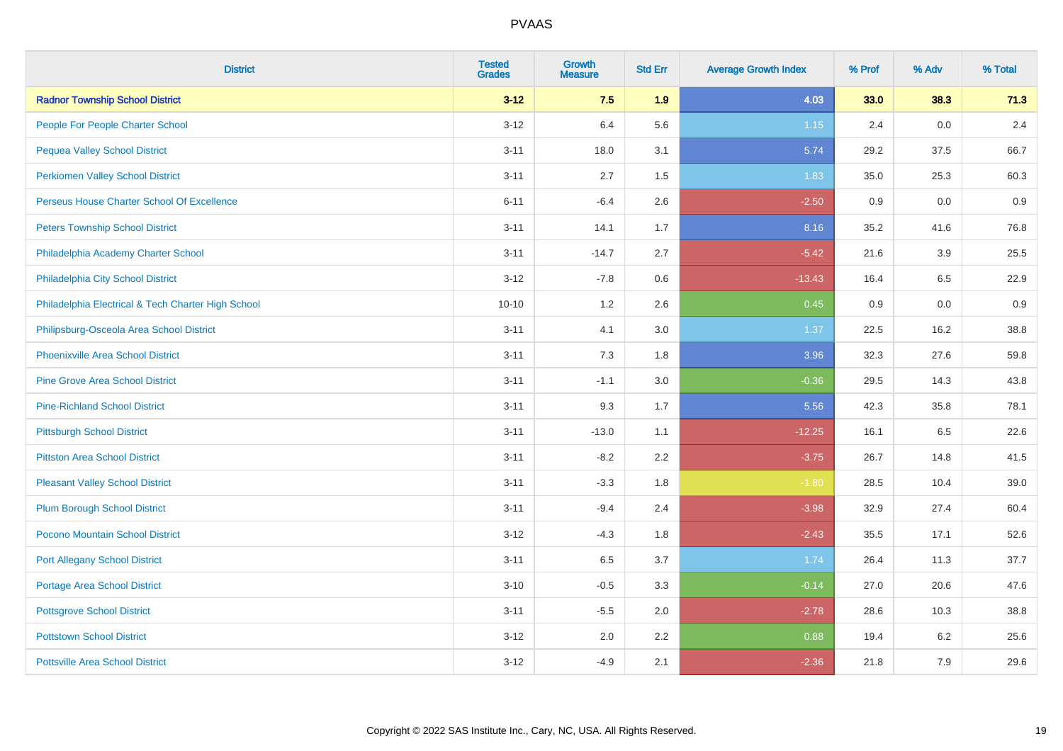# PVAAS

| District | Tested Grades | Growth Measure | Std Err | Average Growth Index | % Prof | % Adv | % Total |
|---|---|---|---|---|---|---|---|
| **Radnor Township School District** | **3-12** | **7.5** | **1.9** | **4.03** | **33.0** | **38.3** | **71.3** |
| People For People Charter School | 3-12 | 6.4 | 5.6 | 1.15 | 2.4 | 0.0 | 2.4 |
| Pequea Valley School District | 3-11 | 18.0 | 3.1 | 5.74 | 29.2 | 37.5 | 66.7 |
| Perkiomen Valley School District | 3-11 | 2.7 | 1.5 | 1.83 | 35.0 | 25.3 | 60.3 |
| Perseus House Charter School Of Excellence | 6-11 | -6.4 | 2.6 | -2.50 | 0.9 | 0.0 | 0.9 |
| Peters Township School District | 3-11 | 14.1 | 1.7 | 8.16 | 35.2 | 41.6 | 76.8 |
| Philadelphia Academy Charter School | 3-11 | -14.7 | 2.7 | -5.42 | 21.6 | 3.9 | 25.5 |
| Philadelphia City School District | 3-12 | -7.8 | 0.6 | -13.43 | 16.4 | 6.5 | 22.9 |
| Philadelphia Electrical & Tech Charter High School | 10-10 | 1.2 | 2.6 | 0.45 | 0.9 | 0.0 | 0.9 |
| Philipsburg-Osceola Area School District | 3-11 | 4.1 | 3.0 | 1.37 | 22.5 | 16.2 | 38.8 |
| Phoenixville Area School District | 3-11 | 7.3 | 1.8 | 3.96 | 32.3 | 27.6 | 59.8 |
| Pine Grove Area School District | 3-11 | -1.1 | 3.0 | -0.36 | 29.5 | 14.3 | 43.8 |
| Pine-Richland School District | 3-11 | 9.3 | 1.7 | 5.56 | 42.3 | 35.8 | 78.1 |
| Pittsburgh School District | 3-11 | -13.0 | 1.1 | -12.25 | 16.1 | 6.5 | 22.6 |
| Pittston Area School District | 3-11 | -8.2 | 2.2 | -3.75 | 26.7 | 14.8 | 41.5 |
| Pleasant Valley School District | 3-11 | -3.3 | 1.8 | -1.80 | 28.5 | 10.4 | 39.0 |
| Plum Borough School District | 3-11 | -9.4 | 2.4 | -3.98 | 32.9 | 27.4 | 60.4 |
| Pocono Mountain School District | 3-12 | -4.3 | 1.8 | -2.43 | 35.5 | 17.1 | 52.6 |
| Port Allegany School District | 3-11 | 6.5 | 3.7 | 1.74 | 26.4 | 11.3 | 37.7 |
| Portage Area School District | 3-10 | -0.5 | 3.3 | -0.14 | 27.0 | 20.6 | 47.6 |
| Pottsgrove School District | 3-11 | -5.5 | 2.0 | -2.78 | 28.6 | 10.3 | 38.8 |
| Pottstown School District | 3-12 | 2.0 | 2.2 | 0.88 | 19.4 | 6.2 | 25.6 |
| Pottsville Area School District | 3-12 | -4.9 | 2.1 | -2.36 | 21.8 | 7.9 | 29.6 |

Copyright © 2022 SAS Institute Inc., Cary, NC, USA. All Rights Reserved.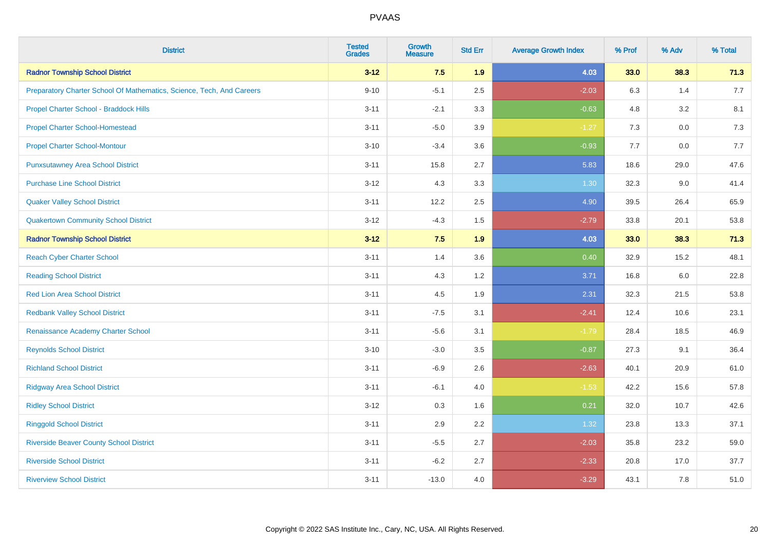| District | Tested Grades | Growth Measure | Std Err | Average Growth Index | % Prof | % Adv | % Total |
|---|---|---|---|---|---|---|---|
| **Radnor Township School District** | **3-12** | **7.5** | **1.9** | **4.03** | **33.0** | **38.3** | **71.3** |
| Preparatory Charter School Of Mathematics, Science, Tech, And Careers | 9-10 | -5.1 | 2.5 | -2.03 | 6.3 | 1.4 | 7.7 |
| Propel Charter School - Braddock Hills | 3-11 | -2.1 | 3.3 | -0.63 | 4.8 | 3.2 | 8.1 |
| Propel Charter School-Homestead | 3-11 | -5.0 | 3.9 | -1.27 | 7.3 | 0.0 | 7.3 |
| Propel Charter School-Montour | 3-10 | -3.4 | 3.6 | -0.93 | 7.7 | 0.0 | 7.7 |
| Punxsutawney Area School District | 3-11 | 15.8 | 2.7 | 5.83 | 18.6 | 29.0 | 47.6 |
| Purchase Line School District | 3-12 | 4.3 | 3.3 | 1.30 | 32.3 | 9.0 | 41.4 |
| Quaker Valley School District | 3-11 | 12.2 | 2.5 | 4.90 | 39.5 | 26.4 | 65.9 |
| Quakertown Community School District | 3-12 | -4.3 | 1.5 | -2.79 | 33.8 | 20.1 | 53.8 |
| **Radnor Township School District** | **3-12** | **7.5** | **1.9** | **4.03** | **33.0** | **38.3** | **71.3** |
| Reach Cyber Charter School | 3-11 | 1.4 | 3.6 | 0.40 | 32.9 | 15.2 | 48.1 |
| Reading School District | 3-11 | 4.3 | 1.2 | 3.71 | 16.8 | 6.0 | 22.8 |
| Red Lion Area School District | 3-11 | 4.5 | 1.9 | 2.31 | 32.3 | 21.5 | 53.8 |
| Redbank Valley School District | 3-11 | -7.5 | 3.1 | -2.41 | 12.4 | 10.6 | 23.1 |
| Renaissance Academy Charter School | 3-11 | -5.6 | 3.1 | -1.79 | 28.4 | 18.5 | 46.9 |
| Reynolds School District | 3-10 | -3.0 | 3.5 | -0.87 | 27.3 | 9.1 | 36.4 |
| Richland School District | 3-11 | -6.9 | 2.6 | -2.63 | 40.1 | 20.9 | 61.0 |
| Ridgway Area School District | 3-11 | -6.1 | 4.0 | -1.53 | 42.2 | 15.6 | 57.8 |
| Ridley School District | 3-12 | 0.3 | 1.6 | 0.21 | 32.0 | 10.7 | 42.6 |
| Ringgold School District | 3-11 | 2.9 | 2.2 | 1.32 | 23.8 | 13.3 | 37.1 |
| Riverside Beaver County School District | 3-11 | -5.5 | 2.7 | -2.03 | 35.8 | 23.2 | 59.0 |
| Riverside School District | 3-11 | -6.2 | 2.7 | -2.33 | 20.8 | 17.0 | 37.7 |
| Riverview School District | 3-11 | -13.0 | 4.0 | -3.29 | 43.1 | 7.8 | 51.0 |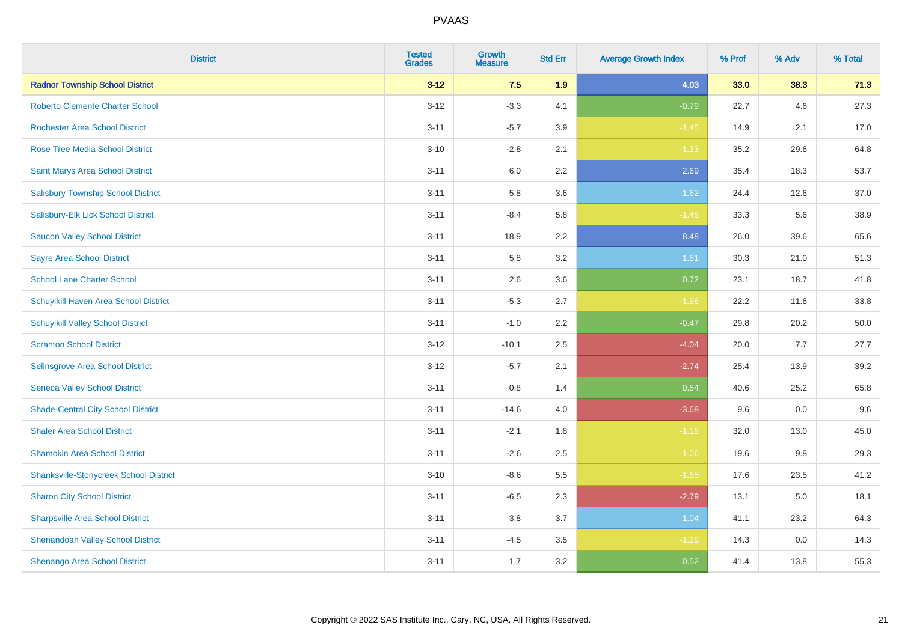# PVAAS

| District | Tested Grades | Growth Measure | Std Err | Average Growth Index | % Prof | % Adv | % Total |
|---|---|---|---|---|---|---|---|
| **Radnor Township School District** | **3-12** | **7.5** | **1.9** | **4.03** | **33.0** | **38.3** | **71.3** |
| Roberto Clemente Charter School | 3-12 | -3.3 | 4.1 | -0.79 | 22.7 | 4.6 | 27.3 |
| Rochester Area School District | 3-11 | -5.7 | 3.9 | -1.45 | 14.9 | 2.1 | 17.0 |
| Rose Tree Media School District | 3-10 | -2.8 | 2.1 | -1.33 | 35.2 | 29.6 | 64.8 |
| Saint Marys Area School District | 3-11 | 6.0 | 2.2 | 2.69 | 35.4 | 18.3 | 53.7 |
| Salisbury Township School District | 3-11 | 5.8 | 3.6 | 1.62 | 24.4 | 12.6 | 37.0 |
| Salisbury-Elk Lick School District | 3-11 | -8.4 | 5.8 | -1.45 | 33.3 | 5.6 | 38.9 |
| Saucon Valley School District | 3-11 | 18.9 | 2.2 | 8.48 | 26.0 | 39.6 | 65.6 |
| Sayre Area School District | 3-11 | 5.8 | 3.2 | 1.81 | 30.3 | 21.0 | 51.3 |
| School Lane Charter School | 3-11 | 2.6 | 3.6 | 0.72 | 23.1 | 18.7 | 41.8 |
| Schuylkill Haven Area School District | 3-11 | -5.3 | 2.7 | -1.96 | 22.2 | 11.6 | 33.8 |
| Schuylkill Valley School District | 3-11 | -1.0 | 2.2 | -0.47 | 29.8 | 20.2 | 50.0 |
| Scranton School District | 3-12 | -10.1 | 2.5 | -4.04 | 20.0 | 7.7 | 27.7 |
| Selinsgrove Area School District | 3-12 | -5.7 | 2.1 | -2.74 | 25.4 | 13.9 | 39.2 |
| Seneca Valley School District | 3-11 | 0.8 | 1.4 | 0.54 | 40.6 | 25.2 | 65.8 |
| Shade-Central City School District | 3-11 | -14.6 | 4.0 | -3.68 | 9.6 | 0.0 | 9.6 |
| Shaler Area School District | 3-11 | -2.1 | 1.8 | -1.18 | 32.0 | 13.0 | 45.0 |
| Shamokin Area School District | 3-11 | -2.6 | 2.5 | -1.06 | 19.6 | 9.8 | 29.3 |
| Shanksville-Stonycreek School District | 3-10 | -8.6 | 5.5 | -1.55 | 17.6 | 23.5 | 41.2 |
| Sharon City School District | 3-11 | -6.5 | 2.3 | -2.79 | 13.1 | 5.0 | 18.1 |
| Sharpsville Area School District | 3-11 | 3.8 | 3.7 | 1.04 | 41.1 | 23.2 | 64.3 |
| Shenandoah Valley School District | 3-11 | -4.5 | 3.5 | -1.29 | 14.3 | 0.0 | 14.3 |
| Shenango Area School District | 3-11 | 1.7 | 3.2 | 0.52 | 41.4 | 13.8 | 55.3 |

Copyright © 2022 SAS Institute Inc., Cary, NC, USA. All Rights Reserved.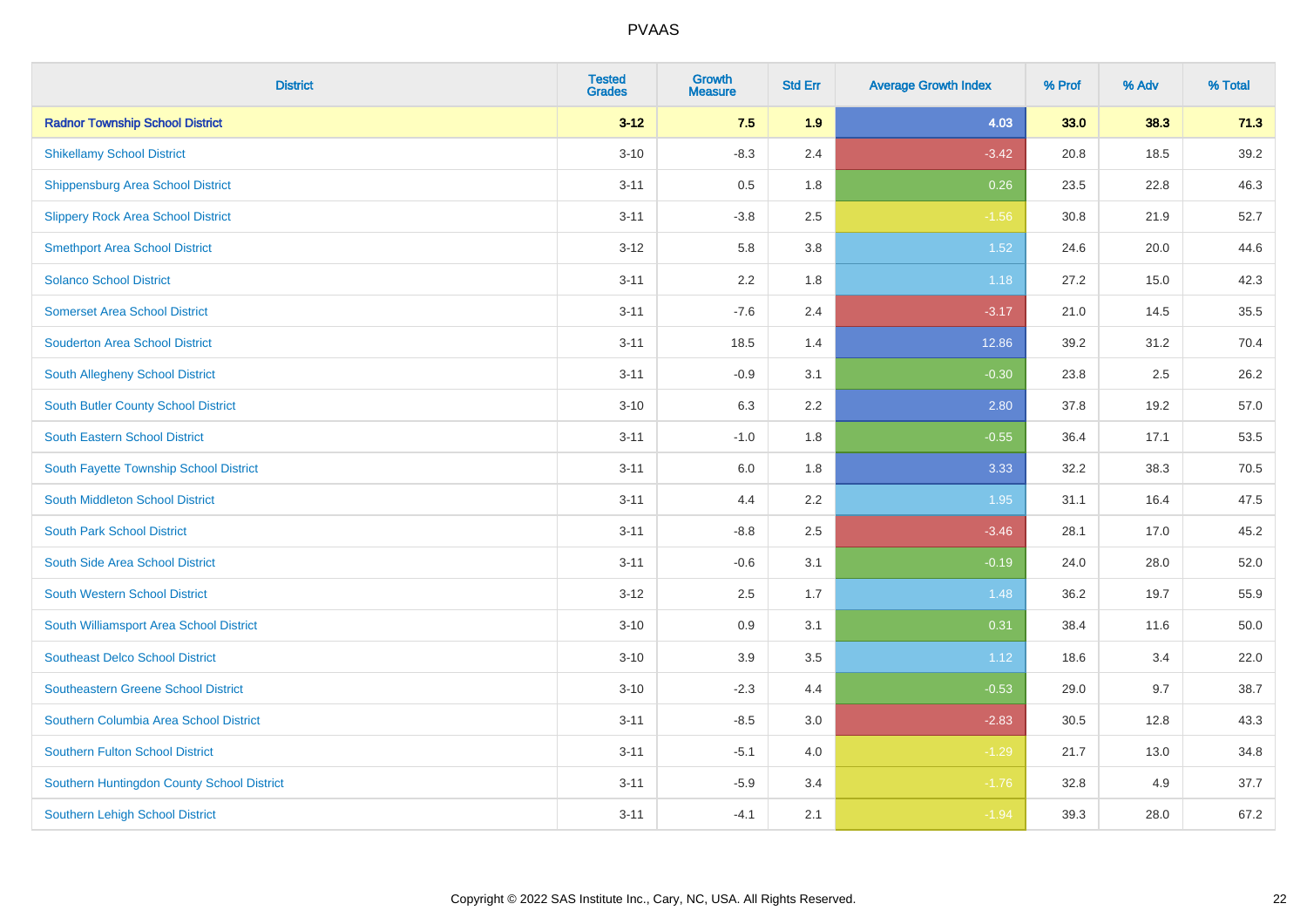PVAAS

| District | Tested Grades | Growth Measure | Std Err | Average Growth Index | % Prof | % Adv | % Total |
|---|---|---|---|---|---|---|---|
| **Radnor Township School District** | **3-12** | **7.5** | **1.9** | **4.03** | **33.0** | **38.3** | **71.3** |
| Shikellamy School District | 3-10 | -8.3 | 2.4 | -3.42 | 20.8 | 18.5 | 39.2 |
| Shippensburg Area School District | 3-11 | 0.5 | 1.8 | 0.26 | 23.5 | 22.8 | 46.3 |
| Slippery Rock Area School District | 3-11 | -3.8 | 2.5 | -1.56 | 30.8 | 21.9 | 52.7 |
| Smethport Area School District | 3-12 | 5.8 | 3.8 | 1.52 | 24.6 | 20.0 | 44.6 |
| Solanco School District | 3-11 | 2.2 | 1.8 | 1.18 | 27.2 | 15.0 | 42.3 |
| Somerset Area School District | 3-11 | -7.6 | 2.4 | -3.17 | 21.0 | 14.5 | 35.5 |
| Souderton Area School District | 3-11 | 18.5 | 1.4 | 12.86 | 39.2 | 31.2 | 70.4 |
| South Allegheny School District | 3-11 | -0.9 | 3.1 | -0.30 | 23.8 | 2.5 | 26.2 |
| South Butler County School District | 3-10 | 6.3 | 2.2 | 2.80 | 37.8 | 19.2 | 57.0 |
| South Eastern School District | 3-11 | -1.0 | 1.8 | -0.55 | 36.4 | 17.1 | 53.5 |
| South Fayette Township School District | 3-11 | 6.0 | 1.8 | 3.33 | 32.2 | 38.3 | 70.5 |
| South Middleton School District | 3-11 | 4.4 | 2.2 | 1.95 | 31.1 | 16.4 | 47.5 |
| South Park School District | 3-11 | -8.8 | 2.5 | -3.46 | 28.1 | 17.0 | 45.2 |
| South Side Area School District | 3-11 | -0.6 | 3.1 | -0.19 | 24.0 | 28.0 | 52.0 |
| South Western School District | 3-12 | 2.5 | 1.7 | 1.48 | 36.2 | 19.7 | 55.9 |
| South Williamsport Area School District | 3-10 | 0.9 | 3.1 | 0.31 | 38.4 | 11.6 | 50.0 |
| Southeast Delco School District | 3-10 | 3.9 | 3.5 | 1.12 | 18.6 | 3.4 | 22.0 |
| Southeastern Greene School District | 3-10 | -2.3 | 4.4 | -0.53 | 29.0 | 9.7 | 38.7 |
| Southern Columbia Area School District | 3-11 | -8.5 | 3.0 | -2.83 | 30.5 | 12.8 | 43.3 |
| Southern Fulton School District | 3-11 | -5.1 | 4.0 | -1.29 | 21.7 | 13.0 | 34.8 |
| Southern Huntingdon County School District | 3-11 | -5.9 | 3.4 | -1.76 | 32.8 | 4.9 | 37.7 |
| Southern Lehigh School District | 3-11 | -4.1 | 2.1 | -1.94 | 39.3 | 28.0 | 67.2 |

Copyright © 2022 SAS Institute Inc., Cary, NC, USA. All Rights Reserved.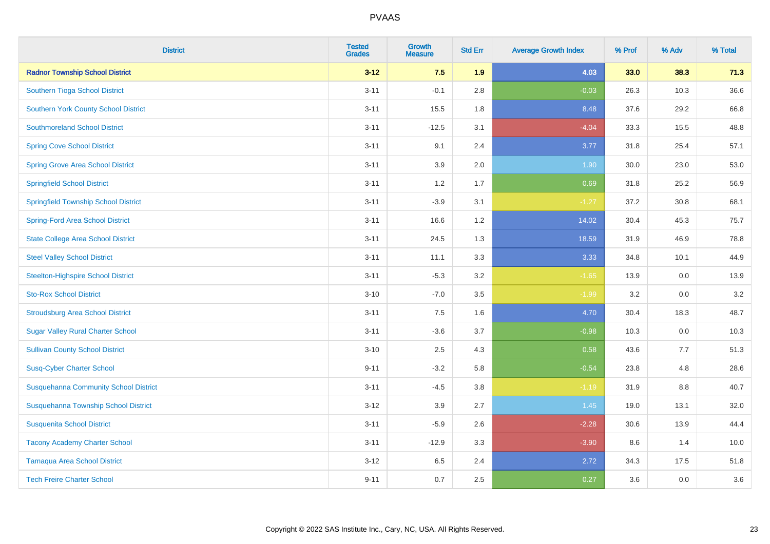| District | Tested Grades | Growth Measure | Std Err | Average Growth Index | % Prof | % Adv | % Total |
|---|---|---|---|---|---|---|---|
| **Radnor Township School District** | **3-12** | **7.5** | **1.9** | **4.03** | **33.0** | **38.3** | **71.3** |
| Southern Tioga School District | 3-11 | -0.1 | 2.8 | -0.03 | 26.3 | 10.3 | 36.6 |
| Southern York County School District | 3-11 | 15.5 | 1.8 | 8.48 | 37.6 | 29.2 | 66.8 |
| Southmoreland School District | 3-11 | -12.5 | 3.1 | -4.04 | 33.3 | 15.5 | 48.8 |
| Spring Cove School District | 3-11 | 9.1 | 2.4 | 3.77 | 31.8 | 25.4 | 57.1 |
| Spring Grove Area School District | 3-11 | 3.9 | 2.0 | 1.90 | 30.0 | 23.0 | 53.0 |
| Springfield School District | 3-11 | 1.2 | 1.7 | 0.69 | 31.8 | 25.2 | 56.9 |
| Springfield Township School District | 3-11 | -3.9 | 3.1 | -1.27 | 37.2 | 30.8 | 68.1 |
| Spring-Ford Area School District | 3-11 | 16.6 | 1.2 | 14.02 | 30.4 | 45.3 | 75.7 |
| State College Area School District | 3-11 | 24.5 | 1.3 | 18.59 | 31.9 | 46.9 | 78.8 |
| Steel Valley School District | 3-11 | 11.1 | 3.3 | 3.33 | 34.8 | 10.1 | 44.9 |
| Steelton-Highspire School District | 3-11 | -5.3 | 3.2 | -1.65 | 13.9 | 0.0 | 13.9 |
| Sto-Rox School District | 3-10 | -7.0 | 3.5 | -1.99 | 3.2 | 0.0 | 3.2 |
| Stroudsburg Area School District | 3-11 | 7.5 | 1.6 | 4.70 | 30.4 | 18.3 | 48.7 |
| Sugar Valley Rural Charter School | 3-11 | -3.6 | 3.7 | -0.98 | 10.3 | 0.0 | 10.3 |
| Sullivan County School District | 3-10 | 2.5 | 4.3 | 0.58 | 43.6 | 7.7 | 51.3 |
| Susq-Cyber Charter School | 9-11 | -3.2 | 5.8 | -0.54 | 23.8 | 4.8 | 28.6 |
| Susquehanna Community School District | 3-11 | -4.5 | 3.8 | -1.19 | 31.9 | 8.8 | 40.7 |
| Susquehanna Township School District | 3-12 | 3.9 | 2.7 | 1.45 | 19.0 | 13.1 | 32.0 |
| Susquenita School District | 3-11 | -5.9 | 2.6 | -2.28 | 30.6 | 13.9 | 44.4 |
| Tacony Academy Charter School | 3-11 | -12.9 | 3.3 | -3.90 | 8.6 | 1.4 | 10.0 |
| Tamaqua Area School District | 3-12 | 6.5 | 2.4 | 2.72 | 34.3 | 17.5 | 51.8 |
| Tech Freire Charter School | 9-11 | 0.7 | 2.5 | 0.27 | 3.6 | 0.0 | 3.6 |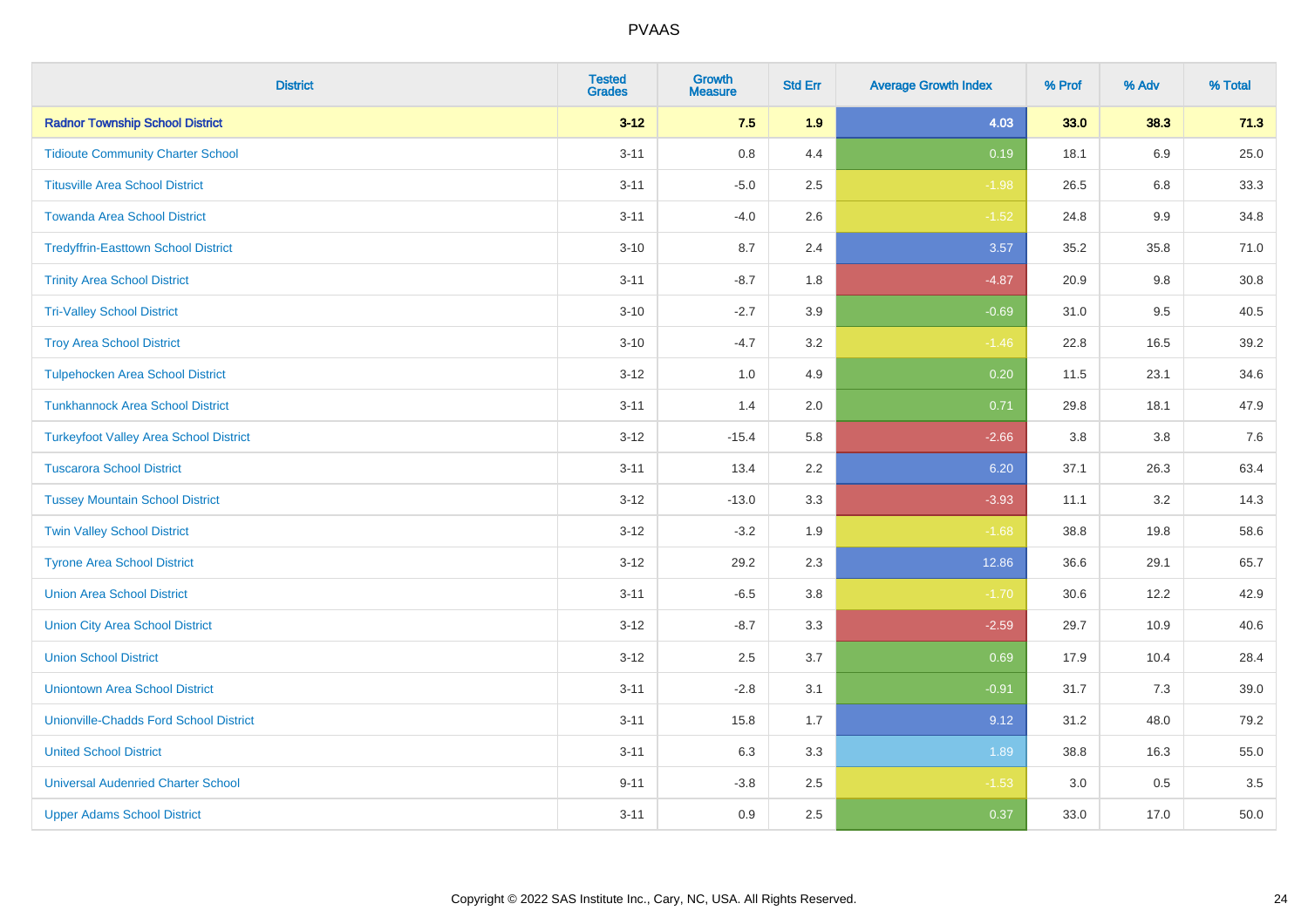| District | Tested Grades | Growth Measure | Std Err | Average Growth Index | % Prof | % Adv | % Total |
|---|---|---|---|---|---|---|---|
| **Radnor Township School District** | **3-12** | **7.5** | **1.9** | **4.03** | **33.0** | **38.3** | **71.3** |
| Tidioute Community Charter School | 3-11 | 0.8 | 4.4 | 0.19 | 18.1 | 6.9 | 25.0 |
| Titusville Area School District | 3-11 | -5.0 | 2.5 | -1.98 | 26.5 | 6.8 | 33.3 |
| Towanda Area School District | 3-11 | -4.0 | 2.6 | -1.52 | 24.8 | 9.9 | 34.8 |
| Tredyffrin-Easttown School District | 3-10 | 8.7 | 2.4 | 3.57 | 35.2 | 35.8 | 71.0 |
| Trinity Area School District | 3-11 | -8.7 | 1.8 | -4.87 | 20.9 | 9.8 | 30.8 |
| Tri-Valley School District | 3-10 | -2.7 | 3.9 | -0.69 | 31.0 | 9.5 | 40.5 |
| Troy Area School District | 3-10 | -4.7 | 3.2 | -1.46 | 22.8 | 16.5 | 39.2 |
| Tulpehocken Area School District | 3-12 | 1.0 | 4.9 | 0.20 | 11.5 | 23.1 | 34.6 |
| Tunkhannock Area School District | 3-11 | 1.4 | 2.0 | 0.71 | 29.8 | 18.1 | 47.9 |
| Turkeyfoot Valley Area School District | 3-12 | -15.4 | 5.8 | -2.66 | 3.8 | 3.8 | 7.6 |
| Tuscarora School District | 3-11 | 13.4 | 2.2 | 6.20 | 37.1 | 26.3 | 63.4 |
| Tussey Mountain School District | 3-12 | -13.0 | 3.3 | -3.93 | 11.1 | 3.2 | 14.3 |
| Twin Valley School District | 3-12 | -3.2 | 1.9 | -1.68 | 38.8 | 19.8 | 58.6 |
| Tyrone Area School District | 3-12 | 29.2 | 2.3 | 12.86 | 36.6 | 29.1 | 65.7 |
| Union Area School District | 3-11 | -6.5 | 3.8 | -1.70 | 30.6 | 12.2 | 42.9 |
| Union City Area School District | 3-12 | -8.7 | 3.3 | -2.59 | 29.7 | 10.9 | 40.6 |
| Union School District | 3-12 | 2.5 | 3.7 | 0.69 | 17.9 | 10.4 | 28.4 |
| Uniontown Area School District | 3-11 | -2.8 | 3.1 | -0.91 | 31.7 | 7.3 | 39.0 |
| Unionville-Chadds Ford School District | 3-11 | 15.8 | 1.7 | 9.12 | 31.2 | 48.0 | 79.2 |
| United School District | 3-11 | 6.3 | 3.3 | 1.89 | 38.8 | 16.3 | 55.0 |
| Universal Audenried Charter School | 9-11 | -3.8 | 2.5 | -1.53 | 3.0 | 0.5 | 3.5 |
| Upper Adams School District | 3-11 | 0.9 | 2.5 | 0.37 | 33.0 | 17.0 | 50.0 |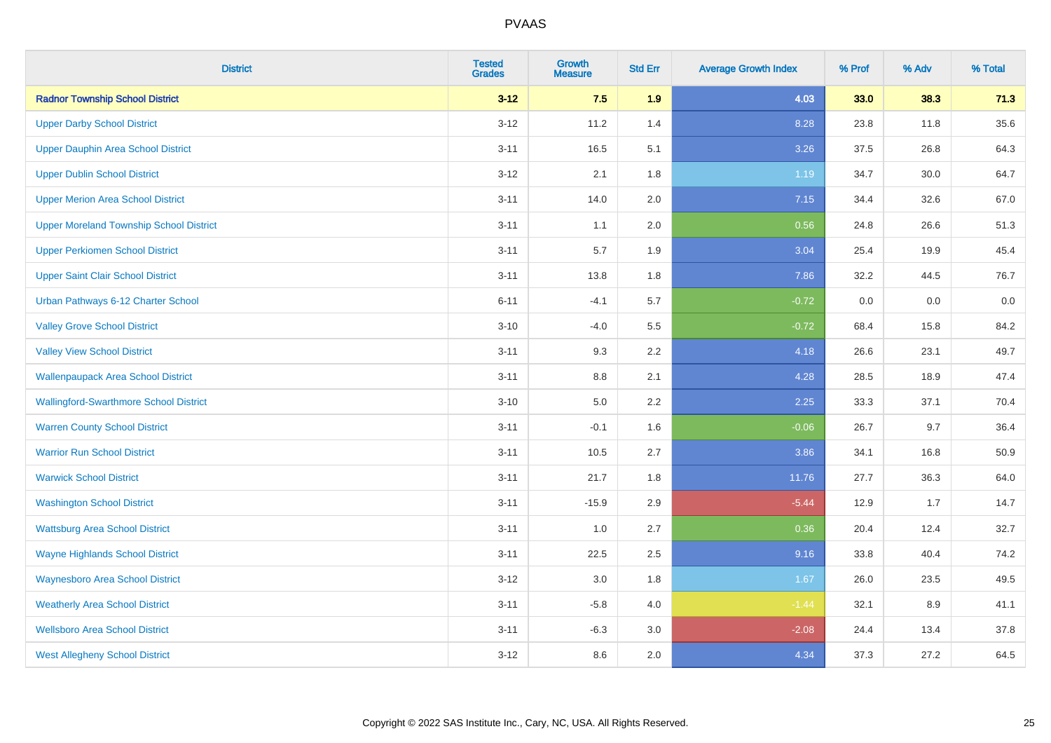# PVAAS

| District | Tested Grades | Growth Measure | Std Err | Average Growth Index | % Prof | % Adv | % Total |
|---|---|---|---|---|---|---|---|
| **Radnor Township School District** | **3-12** | **7.5** | **1.9** | **4.03** | **33.0** | **38.3** | **71.3** |
| Upper Darby School District | 3-12 | 11.2 | 1.4 | 8.28 | 23.8 | 11.8 | 35.6 |
| Upper Dauphin Area School District | 3-11 | 16.5 | 5.1 | 3.26 | 37.5 | 26.8 | 64.3 |
| Upper Dublin School District | 3-12 | 2.1 | 1.8 | 1.19 | 34.7 | 30.0 | 64.7 |
| Upper Merion Area School District | 3-11 | 14.0 | 2.0 | 7.15 | 34.4 | 32.6 | 67.0 |
| Upper Moreland Township School District | 3-11 | 1.1 | 2.0 | 0.56 | 24.8 | 26.6 | 51.3 |
| Upper Perkiomen School District | 3-11 | 5.7 | 1.9 | 3.04 | 25.4 | 19.9 | 45.4 |
| Upper Saint Clair School District | 3-11 | 13.8 | 1.8 | 7.86 | 32.2 | 44.5 | 76.7 |
| Urban Pathways 6-12 Charter School | 6-11 | -4.1 | 5.7 | -0.72 | 0.0 | 0.0 | 0.0 |
| Valley Grove School District | 3-10 | -4.0 | 5.5 | -0.72 | 68.4 | 15.8 | 84.2 |
| Valley View School District | 3-11 | 9.3 | 2.2 | 4.18 | 26.6 | 23.1 | 49.7 |
| Wallenpaupack Area School District | 3-11 | 8.8 | 2.1 | 4.28 | 28.5 | 18.9 | 47.4 |
| Wallingford-Swarthmore School District | 3-10 | 5.0 | 2.2 | 2.25 | 33.3 | 37.1 | 70.4 |
| Warren County School District | 3-11 | -0.1 | 1.6 | -0.06 | 26.7 | 9.7 | 36.4 |
| Warrior Run School District | 3-11 | 10.5 | 2.7 | 3.86 | 34.1 | 16.8 | 50.9 |
| Warwick School District | 3-11 | 21.7 | 1.8 | 11.76 | 27.7 | 36.3 | 64.0 |
| Washington School District | 3-11 | -15.9 | 2.9 | -5.44 | 12.9 | 1.7 | 14.7 |
| Wattsburg Area School District | 3-11 | 1.0 | 2.7 | 0.36 | 20.4 | 12.4 | 32.7 |
| Wayne Highlands School District | 3-11 | 22.5 | 2.5 | 9.16 | 33.8 | 40.4 | 74.2 |
| Waynesboro Area School District | 3-12 | 3.0 | 1.8 | 1.67 | 26.0 | 23.5 | 49.5 |
| Weatherly Area School District | 3-11 | -5.8 | 4.0 | -1.44 | 32.1 | 8.9 | 41.1 |
| Wellsboro Area School District | 3-11 | -6.3 | 3.0 | -2.08 | 24.4 | 13.4 | 37.8 |
| West Allegheny School District | 3-12 | 8.6 | 2.0 | 4.34 | 37.3 | 27.2 | 64.5 |

Copyright © 2022 SAS Institute Inc., Cary, NC, USA. All Rights Reserved.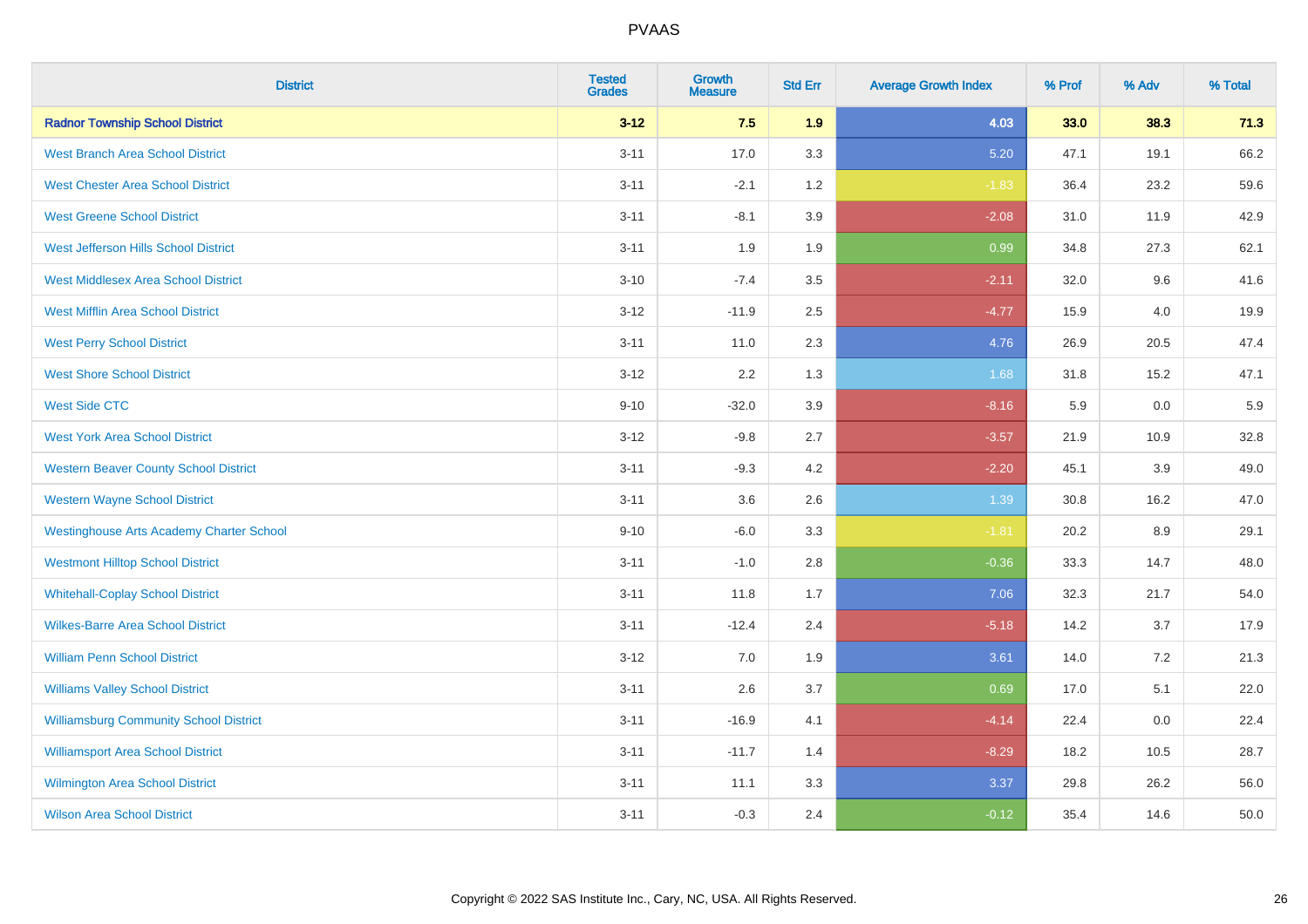| District | Tested Grades | Growth Measure | Std Err | Average Growth Index | % Prof | % Adv | % Total |
|---|---|---|---|---|---|---|---|
| **Radnor Township School District** | **3-12** | **7.5** | **1.9** | **4.03** | **33.0** | **38.3** | **71.3** |
| West Branch Area School District | 3-11 | 17.0 | 3.3 | 5.20 | 47.1 | 19.1 | 66.2 |
| West Chester Area School District | 3-11 | -2.1 | 1.2 | -1.83 | 36.4 | 23.2 | 59.6 |
| West Greene School District | 3-11 | -8.1 | 3.9 | -2.08 | 31.0 | 11.9 | 42.9 |
| West Jefferson Hills School District | 3-11 | 1.9 | 1.9 | 0.99 | 34.8 | 27.3 | 62.1 |
| West Middlesex Area School District | 3-10 | -7.4 | 3.5 | -2.11 | 32.0 | 9.6 | 41.6 |
| West Mifflin Area School District | 3-12 | -11.9 | 2.5 | -4.77 | 15.9 | 4.0 | 19.9 |
| West Perry School District | 3-11 | 11.0 | 2.3 | 4.76 | 26.9 | 20.5 | 47.4 |
| West Shore School District | 3-12 | 2.2 | 1.3 | 1.68 | 31.8 | 15.2 | 47.1 |
| West Side CTC | 9-10 | -32.0 | 3.9 | -8.16 | 5.9 | 0.0 | 5.9 |
| West York Area School District | 3-12 | -9.8 | 2.7 | -3.57 | 21.9 | 10.9 | 32.8 |
| Western Beaver County School District | 3-11 | -9.3 | 4.2 | -2.20 | 45.1 | 3.9 | 49.0 |
| Western Wayne School District | 3-11 | 3.6 | 2.6 | 1.39 | 30.8 | 16.2 | 47.0 |
| Westinghouse Arts Academy Charter School | 9-10 | -6.0 | 3.3 | -1.81 | 20.2 | 8.9 | 29.1 |
| Westmont Hilltop School District | 3-11 | -1.0 | 2.8 | -0.36 | 33.3 | 14.7 | 48.0 |
| Whitehall-Coplay School District | 3-11 | 11.8 | 1.7 | 7.06 | 32.3 | 21.7 | 54.0 |
| Wilkes-Barre Area School District | 3-11 | -12.4 | 2.4 | -5.18 | 14.2 | 3.7 | 17.9 |
| William Penn School District | 3-12 | 7.0 | 1.9 | 3.61 | 14.0 | 7.2 | 21.3 |
| Williams Valley School District | 3-11 | 2.6 | 3.7 | 0.69 | 17.0 | 5.1 | 22.0 |
| Williamsburg Community School District | 3-11 | -16.9 | 4.1 | -4.14 | 22.4 | 0.0 | 22.4 |
| Williamsport Area School District | 3-11 | -11.7 | 1.4 | -8.29 | 18.2 | 10.5 | 28.7 |
| Wilmington Area School District | 3-11 | 11.1 | 3.3 | 3.37 | 29.8 | 26.2 | 56.0 |
| Wilson Area School District | 3-11 | -0.3 | 2.4 | -0.12 | 35.4 | 14.6 | 50.0 |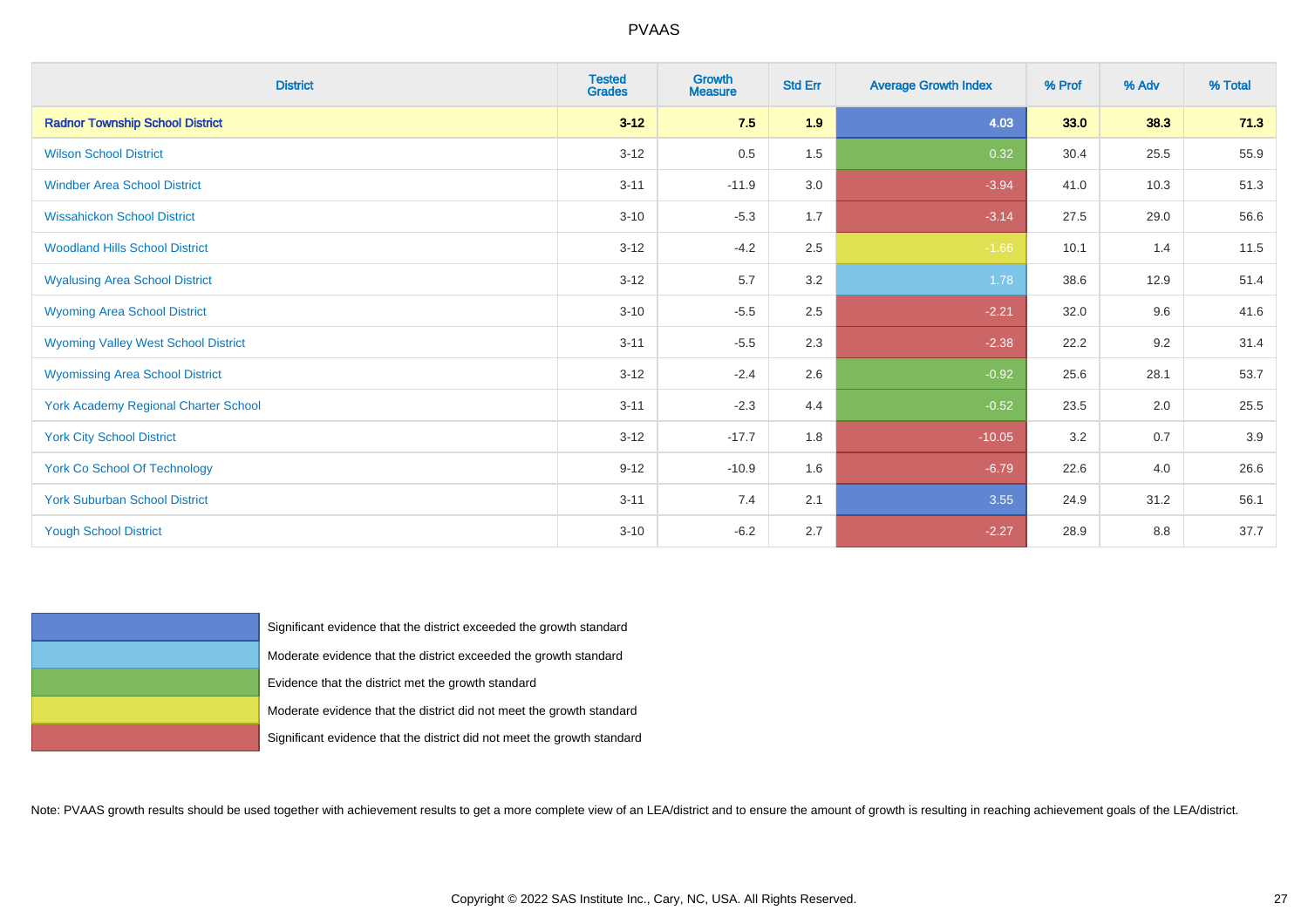PVAAS

| District | Tested Grades | Growth Measure | Std Err | Average Growth Index | % Prof | % Adv | % Total |
|---|---|---|---|---|---|---|---|
| **Radnor Township School District** | **3-12** | **7.5** | **1.9** | **4.03** | **33.0** | **38.3** | **71.3** |
| Wilson School District | 3-12 | 0.5 | 1.5 | 0.32 | 30.4 | 25.5 | 55.9 |
| Windber Area School District | 3-11 | -11.9 | 3.0 | -3.94 | 41.0 | 10.3 | 51.3 |
| Wissahickon School District | 3-10 | -5.3 | 1.7 | -3.14 | 27.5 | 29.0 | 56.6 |
| Woodland Hills School District | 3-12 | -4.2 | 2.5 | -1.66 | 10.1 | 1.4 | 11.5 |
| Wyalusing Area School District | 3-12 | 5.7 | 3.2 | 1.78 | 38.6 | 12.9 | 51.4 |
| Wyoming Area School District | 3-10 | -5.5 | 2.5 | -2.21 | 32.0 | 9.6 | 41.6 |
| Wyoming Valley West School District | 3-11 | -5.5 | 2.3 | -2.38 | 22.2 | 9.2 | 31.4 |
| Wyomissing Area School District | 3-12 | -2.4 | 2.6 | -0.92 | 25.6 | 28.1 | 53.7 |
| York Academy Regional Charter School | 3-11 | -2.3 | 4.4 | -0.52 | 23.5 | 2.0 | 25.5 |
| York City School District | 3-12 | -17.7 | 1.8 | -10.05 | 3.2 | 0.7 | 3.9 |
| York Co School Of Technology | 9-12 | -10.9 | 1.6 | -6.79 | 22.6 | 4.0 | 26.6 |
| York Suburban School District | 3-11 | 7.4 | 2.1 | 3.55 | 24.9 | 31.2 | 56.1 |
| Yough School District | 3-10 | -6.2 | 2.7 | -2.27 | 28.9 | 8.8 | 37.7 |

Significant evidence that the district exceeded the growth standard

Moderate evidence that the district exceeded the growth standard

Evidence that the district met the growth standard

Moderate evidence that the district did not meet the growth standard

Significant evidence that the district did not meet the growth standard

Note: PVAAS growth results should be used together with achievement results to get a more complete view of an LEA/district and to ensure the amount of growth is resulting in reaching achievement goals of the LEA/district.

Copyright © 2022 SAS Institute Inc., Cary, NC, USA. All Rights Reserved.